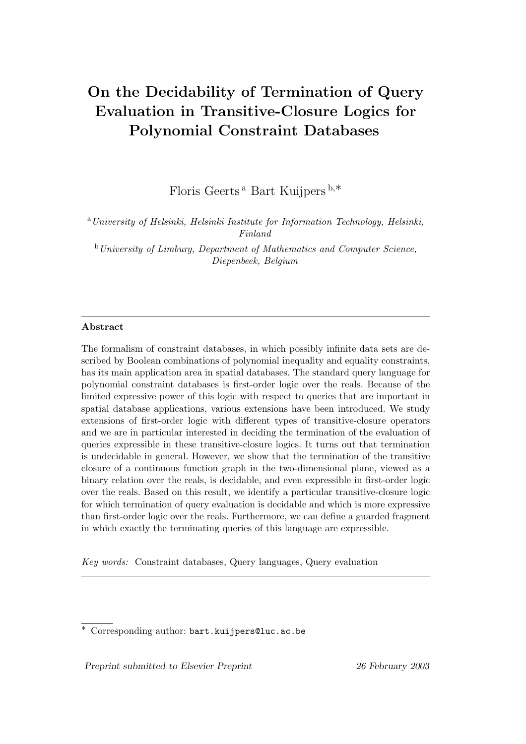# On the Decidability of Termination of Query Evaluation in Transitive-Closure Logics for Polynomial Constraint Databases

Floris Geerts [a] Bart Kuijpers [b,*]

[a] *University of Helsinki, Helsinki Institute for Information Technology, Helsinki, Finland*

[b] *University of Limburg, Department of Mathematics and Computer Science, Diepenbeek, Belgium*

---

**Abstract**

The formalism of constraint databases, in which possibly infinite data sets are described by Boolean combinations of polynomial inequality and equality constraints, has its main application area in spatial databases. The standard query language for polynomial constraint databases is first-order logic over the reals. Because of the limited expressive power of this logic with respect to queries that are important in spatial database applications, various extensions have been introduced. We study extensions of first-order logic with different types of transitive-closure operators and we are in particular interested in deciding the termination of the evaluation of queries expressible in these transitive-closure logics. It turns out that termination is undecidable in general. However, we show that the termination of the transitive closure of a continuous function graph in the two-dimensional plane, viewed as a binary relation over the reals, is decidable, and even expressible in first-order logic over the reals. Based on this result, we identify a particular transitive-closure logic for which termination of query evaluation is decidable and which is more expressive than first-order logic over the reals. Furthermore, we can define a guarded fragment in which exactly the terminating queries of this language are expressible.

*Key words:* Constraint databases, Query languages, Query evaluation

---

* Corresponding author: bart.kuijpers@luc.ac.be

*Preprint submitted to Elsevier Preprint* 26 February 2003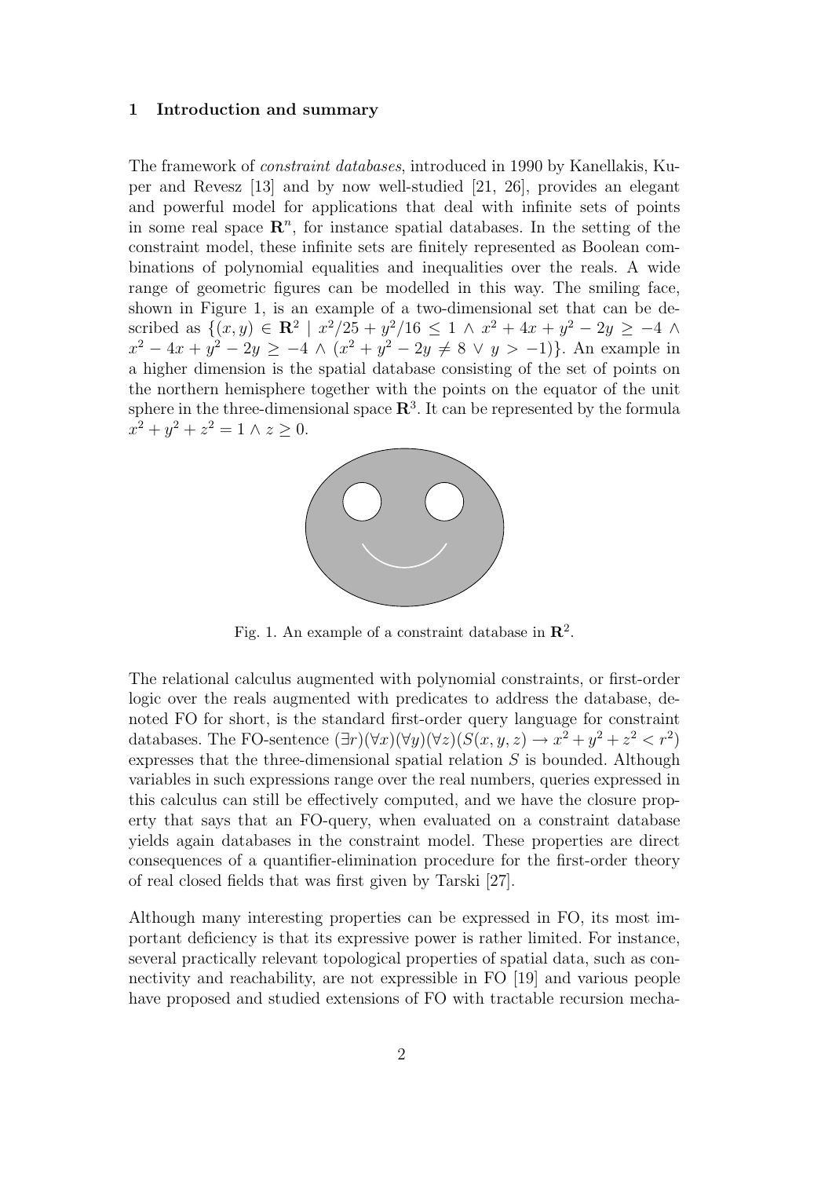## 1 Introduction and summary

The framework of *constraint databases*, introduced in 1990 by Kanellakis, Kuper and Revesz [13] and by now well-studied [21, 26], provides an elegant and powerful model for applications that deal with infinite sets of points in some real space $\mathbf{R}^n$, for instance spatial databases. In the setting of the constraint model, these infinite sets are finitely represented as Boolean combinations of polynomial equalities and inequalities over the reals. A wide range of geometric figures can be modelled in this way. The smiling face, shown in Figure 1, is an example of a two-dimensional set that can be described as $\{(x, y) \in \mathbf{R}^2 \mid x^2/25 + y^2/16 \leq 1 \wedge x^2 + 4x + y^2 - 2y \geq -4 \wedge x^2 - 4x + y^2 - 2y \geq -4 \wedge (x^2 + y^2 - 2y \neq 8 \vee y > -1)\}$. An example in a higher dimension is the spatial database consisting of the set of points on the northern hemisphere together with the points on the equator of the unit sphere in the three-dimensional space $\mathbf{R}^3$. It can be represented by the formula $x^2 + y^2 + z^2 = 1 \wedge z \geq 0$.

Fig. 1. An example of a constraint database in $\mathbf{R}^2$.

The relational calculus augmented with polynomial constraints, or first-order logic over the reals augmented with predicates to address the database, denoted FO for short, is the standard first-order query language for constraint databases. The FO-sentence $(\exists r)(\forall x)(\forall y)(\forall z)(S(x, y, z) \rightarrow x^2 + y^2 + z^2 < r^2)$ expresses that the three-dimensional spatial relation $S$ is bounded. Although variables in such expressions range over the real numbers, queries expressed in this calculus can still be effectively computed, and we have the closure property that says that an FO-query, when evaluated on a constraint database yields again databases in the constraint model. These properties are direct consequences of a quantifier-elimination procedure for the first-order theory of real closed fields that was first given by Tarski [27].

Although many interesting properties can be expressed in FO, its most important deficiency is that its expressive power is rather limited. For instance, several practically relevant topological properties of spatial data, such as connectivity and reachability, are not expressible in FO [19] and various people have proposed and studied extensions of FO with tractable recursion mecha-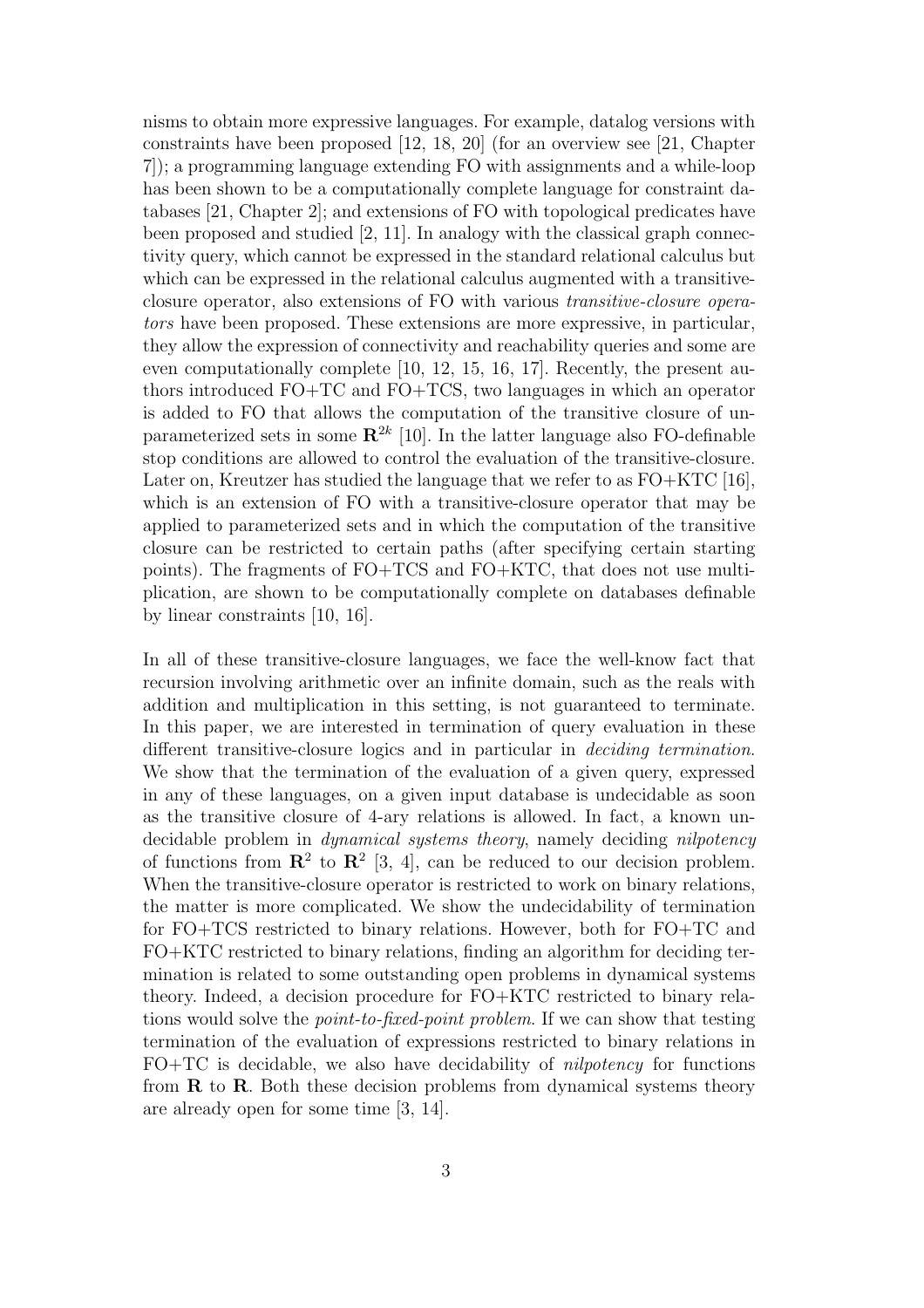nisms to obtain more expressive languages. For example, datalog versions with constraints have been proposed [12, 18, 20] (for an overview see [21, Chapter 7]); a programming language extending FO with assignments and a while-loop has been shown to be a computationally complete language for constraint databases [21, Chapter 2]; and extensions of FO with topological predicates have been proposed and studied [2, 11]. In analogy with the classical graph connectivity query, which cannot be expressed in the standard relational calculus but which can be expressed in the relational calculus augmented with a transitive-closure operator, also extensions of FO with various *transitive-closure operators* have been proposed. These extensions are more expressive, in particular, they allow the expression of connectivity and reachability queries and some are even computationally complete [10, 12, 15, 16, 17]. Recently, the present authors introduced FO+TC and FO+TCS, two languages in which an operator is added to FO that allows the computation of the transitive closure of unparameterized sets in some $\mathbf{R}^{2k}$ [10]. In the latter language also FO-definable stop conditions are allowed to control the evaluation of the transitive-closure. Later on, Kreutzer has studied the language that we refer to as FO+KTC [16], which is an extension of FO with a transitive-closure operator that may be applied to parameterized sets and in which the computation of the transitive closure can be restricted to certain paths (after specifying certain starting points). The fragments of FO+TCS and FO+KTC, that does not use multiplication, are shown to be computationally complete on databases definable by linear constraints [10, 16].

In all of these transitive-closure languages, we face the well-know fact that recursion involving arithmetic over an infinite domain, such as the reals with addition and multiplication in this setting, is not guaranteed to terminate. In this paper, we are interested in termination of query evaluation in these different transitive-closure logics and in particular in *deciding termination*. We show that the termination of the evaluation of a given query, expressed in any of these languages, on a given input database is undecidable as soon as the transitive closure of 4-ary relations is allowed. In fact, a known undecidable problem in *dynamical systems theory*, namely deciding *nilpotency* of functions from $\mathbf{R}^2$ to $\mathbf{R}^2$ [3, 4], can be reduced to our decision problem. When the transitive-closure operator is restricted to work on binary relations, the matter is more complicated. We show the undecidability of termination for FO+TCS restricted to binary relations. However, both for FO+TC and FO+KTC restricted to binary relations, finding an algorithm for deciding termination is related to some outstanding open problems in dynamical systems theory. Indeed, a decision procedure for FO+KTC restricted to binary relations would solve the *point-to-fixed-point problem*. If we can show that testing termination of the evaluation of expressions restricted to binary relations in FO+TC is decidable, we also have decidability of *nilpotency* for functions from $\mathbf{R}$ to $\mathbf{R}$. Both these decision problems from dynamical systems theory are already open for some time [3, 14].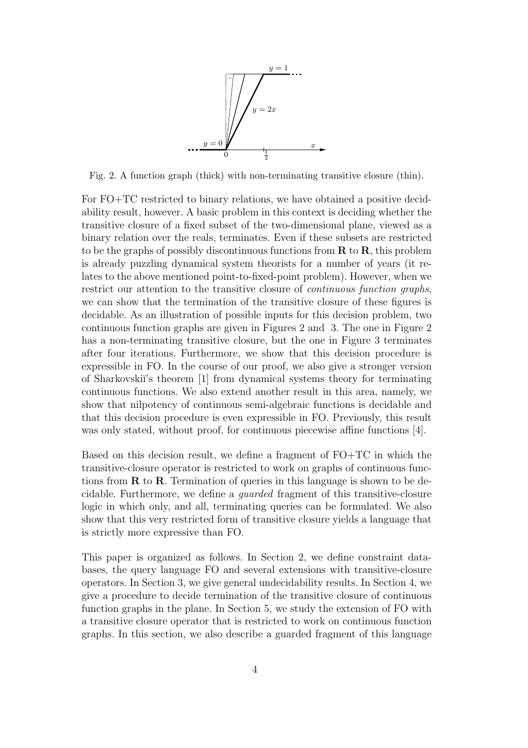Fig. 2. A function graph (thick) with non-terminating transitive closure (thin).

For FO+TC restricted to binary relations, we have obtained a positive decidability result, however. A basic problem in this context is deciding whether the transitive closure of a fixed subset of the two-dimensional plane, viewed as a binary relation over the reals, terminates. Even if these subsets are restricted to be the graphs of possibly discontinuous functions from $\mathbf{R}$ to $\mathbf{R}$, this problem is already puzzling dynamical system theorists for a number of years (it relates to the above mentioned point-to-fixed-point problem). However, when we restrict our attention to the transitive closure of *continuous function graphs*, we can show that the termination of the transitive closure of these figures is decidable. As an illustration of possible inputs for this decision problem, two continuous function graphs are given in Figures 2 and 3. The one in Figure 2 has a non-terminating transitive closure, but the one in Figure 3 terminates after four iterations. Furthermore, we show that this decision procedure is expressible in FO. In the course of our proof, we also give a stronger version of Sharkovskiĭ's theorem [1] from dynamical systems theory for terminating continuous functions. We also extend another result in this area, namely, we show that nilpotency of continuous semi-algebraic functions is decidable and that this decision procedure is even expressible in FO. Previously, this result was only stated, without proof, for continuous piecewise affine functions [4].

Based on this decision result, we define a fragment of FO+TC in which the transitive-closure operator is restricted to work on graphs of continuous functions from $\mathbf{R}$ to $\mathbf{R}$. Termination of queries in this language is shown to be decidable. Furthermore, we define a *guarded* fragment of this transitive-closure logic in which only, and all, terminating queries can be formulated. We also show that this very restricted form of transitive closure yields a language that is strictly more expressive than FO.

This paper is organized as follows. In Section 2, we define constraint databases, the query language FO and several extensions with transitive-closure operators. In Section 3, we give general undecidability results. In Section 4, we give a procedure to decide termination of the transitive closure of continuous function graphs in the plane. In Section 5, we study the extension of FO with a transitive closure operator that is restricted to work on continuous function graphs. In this section, we also describe a guarded fragment of this language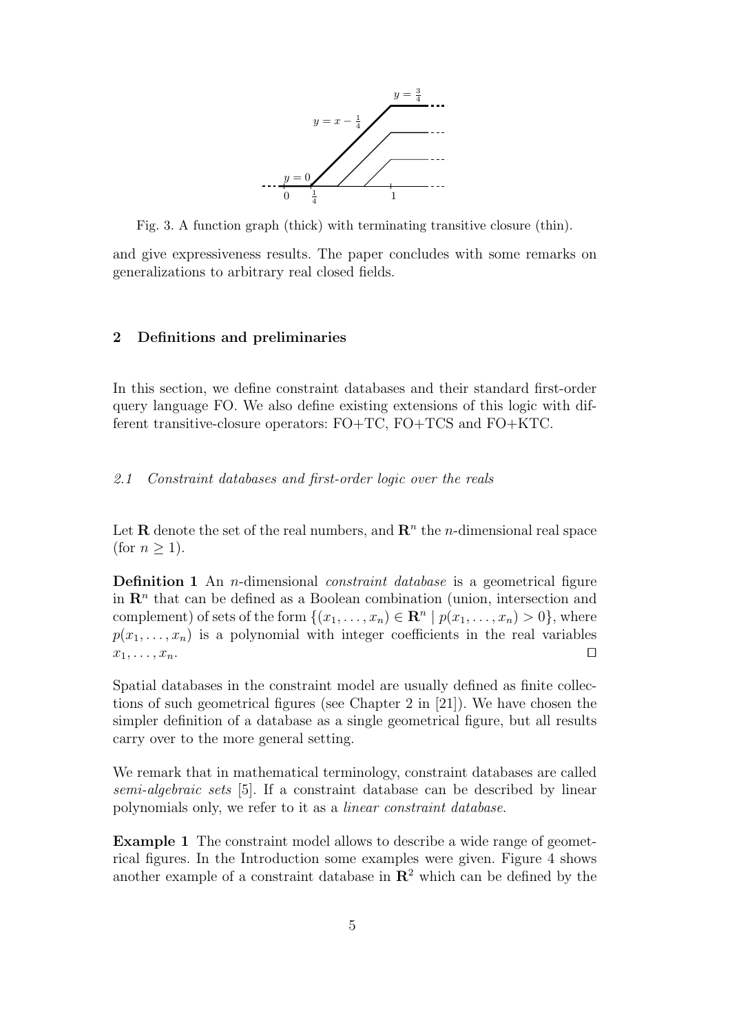Fig. 3. A function graph (thick) with terminating transitive closure (thin).

and give expressiveness results. The paper concludes with some remarks on generalizations to arbitrary real closed fields.

## 2 Definitions and preliminaries

In this section, we define constraint databases and their standard first-order query language FO. We also define existing extensions of this logic with different transitive-closure operators: FO+TC, FO+TCS and FO+KTC.

### 2.1 Constraint databases and first-order logic over the reals

Let $\mathbf{R}$ denote the set of the real numbers, and $\mathbf{R}^n$ the $n$-dimensional real space (for $n \geq 1$).

**Definition 1** An $n$-dimensional *constraint database* is a geometrical figure in $\mathbf{R}^n$ that can be defined as a Boolean combination (union, intersection and complement) of sets of the form $\{(x_1, \ldots, x_n) \in \mathbf{R}^n \mid p(x_1, \ldots, x_n) > 0\}$, where $p(x_1, \ldots, x_n)$ is a polynomial with integer coefficients in the real variables $x_1, \ldots, x_n$. $\square$

Spatial databases in the constraint model are usually defined as finite collections of such geometrical figures (see Chapter 2 in [21]). We have chosen the simpler definition of a database as a single geometrical figure, but all results carry over to the more general setting.

We remark that in mathematical terminology, constraint databases are called *semi-algebraic sets* [5]. If a constraint database can be described by linear polynomials only, we refer to it as a *linear constraint database*.

**Example 1** The constraint model allows to describe a wide range of geometrical figures. In the Introduction some examples were given. Figure 4 shows another example of a constraint database in $\mathbf{R}^2$ which can be defined by the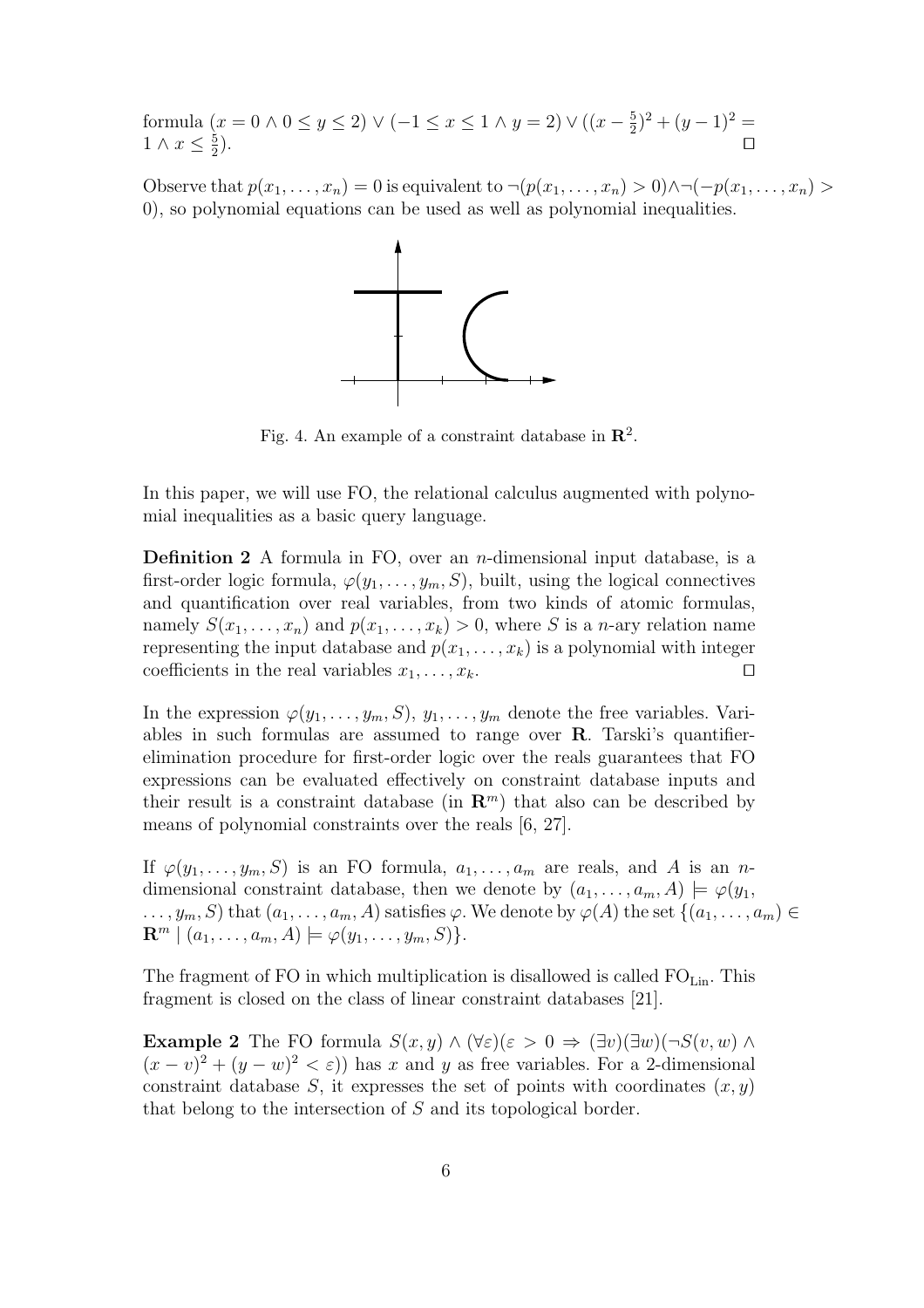formula $(x = 0 \wedge 0 \leq y \leq 2) \vee (-1 \leq x \leq 1 \wedge y = 2) \vee ((x - \frac{5}{2})^2 + (y-1)^2 = 1 \wedge x \leq \frac{5}{2})$. □

Observe that $p(x_1, \ldots, x_n) = 0$ is equivalent to $\neg(p(x_1, \ldots, x_n) > 0) \wedge \neg(-p(x_1, \ldots, x_n) > 0)$, so polynomial equations can be used as well as polynomial inequalities.

Fig. 4. An example of a constraint database in $\mathbf{R}^2$.

In this paper, we will use FO, the relational calculus augmented with polynomial inequalities as a basic query language.

**Definition 2** A formula in FO, over an $n$-dimensional input database, is a first-order logic formula, $\varphi(y_1, \ldots, y_m, S)$, built, using the logical connectives and quantification over real variables, from two kinds of atomic formulas, namely $S(x_1, \ldots, x_n)$ and $p(x_1, \ldots, x_k) > 0$, where $S$ is a $n$-ary relation name representing the input database and $p(x_1, \ldots, x_k)$ is a polynomial with integer coefficients in the real variables $x_1, \ldots, x_k$. □

In the expression $\varphi(y_1, \ldots, y_m, S)$, $y_1, \ldots, y_m$ denote the free variables. Variables in such formulas are assumed to range over $\mathbf{R}$. Tarski's quantifier-elimination procedure for first-order logic over the reals guarantees that FO expressions can be evaluated effectively on constraint database inputs and their result is a constraint database (in $\mathbf{R}^m$) that also can be described by means of polynomial constraints over the reals [6, 27].

If $\varphi(y_1, \ldots, y_m, S)$ is an FO formula, $a_1, \ldots, a_m$ are reals, and $A$ is an $n$-dimensional constraint database, then we denote by $(a_1, \ldots, a_m, A) \models \varphi(y_1, \ldots, y_m, S)$ that $(a_1, \ldots, a_m, A)$ satisfies $\varphi$. We denote by $\varphi(A)$ the set $\{(a_1, \ldots, a_m) \in \mathbf{R}^m \mid (a_1, \ldots, a_m, A) \models \varphi(y_1, \ldots, y_m, S)\}$.

The fragment of FO in which multiplication is disallowed is called $\text{FO}_{\text{Lin}}$. This fragment is closed on the class of linear constraint databases [21].

**Example 2** The FO formula $S(x, y) \wedge (\forall \varepsilon)(\varepsilon > 0 \Rightarrow (\exists v)(\exists w)(\neg S(v, w) \wedge (x - v)^2 + (y - w)^2 < \varepsilon))$ has $x$ and $y$ as free variables. For a 2-dimensional constraint database $S$, it expresses the set of points with coordinates $(x, y)$ that belong to the intersection of $S$ and its topological border.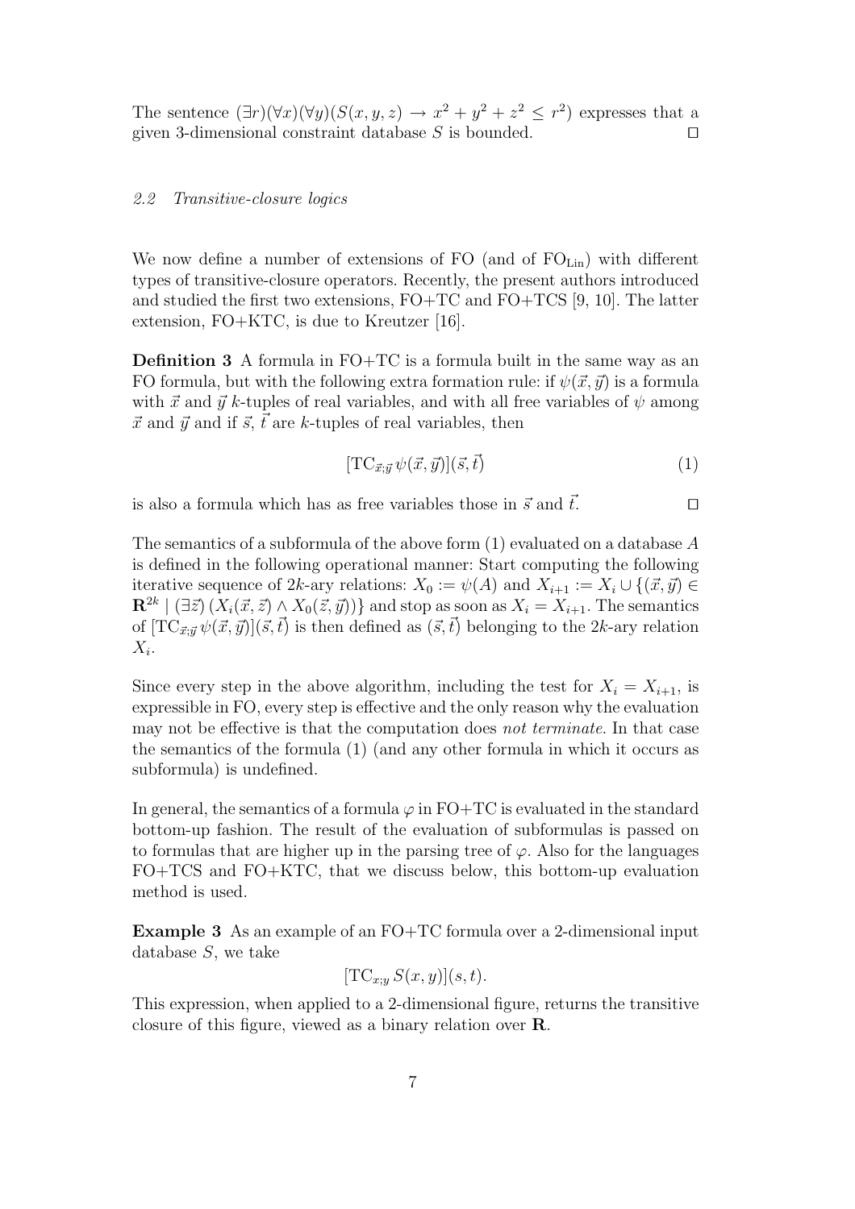The sentence $(\exists r)(\forall x)(\forall y)(S(x, y, z) \to x^2 + y^2 + z^2 \leq r^2)$ expresses that a given 3-dimensional constraint database $S$ is bounded. $\square$

### 2.2 Transitive-closure logics

We now define a number of extensions of FO (and of $\mathrm{FO}_{\mathrm{Lin}}$) with different types of transitive-closure operators. Recently, the present authors introduced and studied the first two extensions, FO+TC and FO+TCS [9, 10]. The latter extension, FO+KTC, is due to Kreutzer [16].

**Definition 3** A formula in FO+TC is a formula built in the same way as an FO formula, but with the following extra formation rule: if $\psi(\vec{x}, \vec{y})$ is a formula with $\vec{x}$ and $\vec{y}$ $k$-tuples of real variables, and with all free variables of $\psi$ among $\vec{x}$ and $\vec{y}$ and if $\vec{s}$, $\vec{t}$ are $k$-tuples of real variables, then

$$[\mathrm{TC}_{\vec{x};\vec{y}}\, \psi(\vec{x}, \vec{y})](\vec{s}, \vec{t}) \tag{1}$$

is also a formula which has as free variables those in $\vec{s}$ and $\vec{t}$. $\square$

The semantics of a subformula of the above form (1) evaluated on a database $A$ is defined in the following operational manner: Start computing the following iterative sequence of $2k$-ary relations: $X_0 := \psi(A)$ and $X_{i+1} := X_i \cup \{(\vec{x}, \vec{y}) \in \mathbf{R}^{2k} \mid (\exists \vec{z})\, (X_i(\vec{x}, \vec{z}) \wedge X_0(\vec{z}, \vec{y}))\}$ and stop as soon as $X_i = X_{i+1}$. The semantics of $[\mathrm{TC}_{\vec{x};\vec{y}}\, \psi(\vec{x}, \vec{y})](\vec{s}, \vec{t})$ is then defined as $(\vec{s}, \vec{t})$ belonging to the $2k$-ary relation $X_i$.

Since every step in the above algorithm, including the test for $X_i = X_{i+1}$, is expressible in FO, every step is effective and the only reason why the evaluation may not be effective is that the computation does *not terminate*. In that case the semantics of the formula (1) (and any other formula in which it occurs as subformula) is undefined.

In general, the semantics of a formula $\varphi$ in FO+TC is evaluated in the standard bottom-up fashion. The result of the evaluation of subformulas is passed on to formulas that are higher up in the parsing tree of $\varphi$. Also for the languages FO+TCS and FO+KTC, that we discuss below, this bottom-up evaluation method is used.

**Example 3** As an example of an FO+TC formula over a 2-dimensional input database $S$, we take

$$[\mathrm{TC}_{x;y}\, S(x, y)](s, t).$$

This expression, when applied to a 2-dimensional figure, returns the transitive closure of this figure, viewed as a binary relation over $\mathbf{R}$.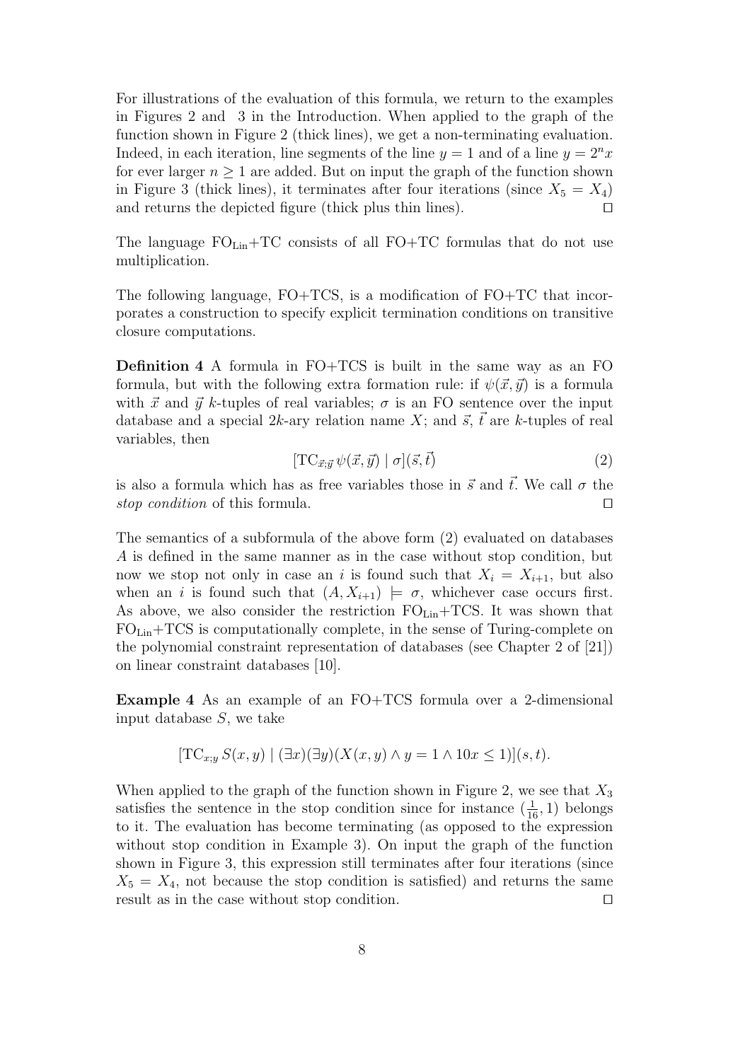For illustrations of the evaluation of this formula, we return to the examples in Figures 2 and 3 in the Introduction. When applied to the graph of the function shown in Figure 2 (thick lines), we get a non-terminating evaluation. Indeed, in each iteration, line segments of the line $y = 1$ and of a line $y = 2^n x$ for ever larger $n \geq 1$ are added. But on input the graph of the function shown in Figure 3 (thick lines), it terminates after four iterations (since $X_5 = X_4$) and returns the depicted figure (thick plus thin lines). □

The language $\mathrm{FO_{Lin}}$+TC consists of all FO+TC formulas that do not use multiplication.

The following language, FO+TCS, is a modification of FO+TC that incorporates a construction to specify explicit termination conditions on transitive closure computations.

**Definition 4** A formula in FO+TCS is built in the same way as an FO formula, but with the following extra formation rule: if $\psi(\vec{x}, \vec{y})$ is a formula with $\vec{x}$ and $\vec{y}$ $k$-tuples of real variables; $\sigma$ is an FO sentence over the input database and a special $2k$-ary relation name $X$; and $\vec{s}$, $\vec{t}$ are $k$-tuples of real variables, then

$$[\mathrm{TC}_{\vec{x};\vec{y}}\, \psi(\vec{x}, \vec{y}) \mid \sigma](\vec{s}, \vec{t}) \tag{2}$$

is also a formula which has as free variables those in $\vec{s}$ and $\vec{t}$. We call $\sigma$ the *stop condition* of this formula. □

The semantics of a subformula of the above form (2) evaluated on databases $A$ is defined in the same manner as in the case without stop condition, but now we stop not only in case an $i$ is found such that $X_i = X_{i+1}$, but also when an $i$ is found such that $(A, X_{i+1}) \models \sigma$, whichever case occurs first. As above, we also consider the restriction $\mathrm{FO_{Lin}}$+TCS. It was shown that $\mathrm{FO_{Lin}}$+TCS is computationally complete, in the sense of Turing-complete on the polynomial constraint representation of databases (see Chapter 2 of [21]) on linear constraint databases [10].

**Example 4** As an example of an FO+TCS formula over a 2-dimensional input database $S$, we take

$$[\mathrm{TC}_{x;y}\, S(x, y) \mid (\exists x)(\exists y)(X(x, y) \wedge y = 1 \wedge 10x \leq 1)](s, t).$$

When applied to the graph of the function shown in Figure 2, we see that $X_3$ satisfies the sentence in the stop condition since for instance $(\frac{1}{16}, 1)$ belongs to it. The evaluation has become terminating (as opposed to the expression without stop condition in Example 3). On input the graph of the function shown in Figure 3, this expression still terminates after four iterations (since $X_5 = X_4$, not because the stop condition is satisfied) and returns the same result as in the case without stop condition. □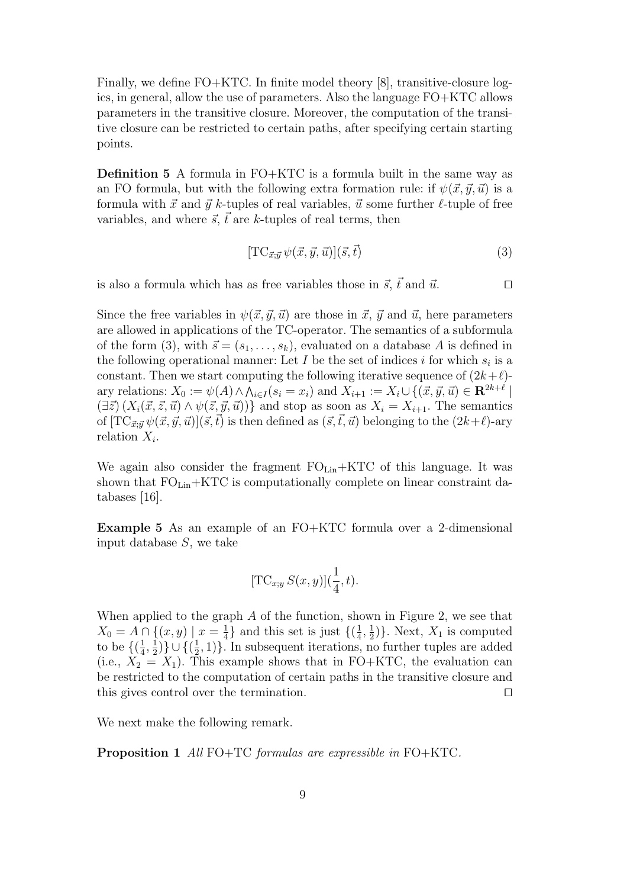Finally, we define FO+KTC. In finite model theory [8], transitive-closure logics, in general, allow the use of parameters. Also the language FO+KTC allows parameters in the transitive closure. Moreover, the computation of the transitive closure can be restricted to certain paths, after specifying certain starting points.

**Definition 5** A formula in FO+KTC is a formula built in the same way as an FO formula, but with the following extra formation rule: if $\psi(\vec{x}, \vec{y}, \vec{u})$ is a formula with $\vec{x}$ and $\vec{y}$ $k$-tuples of real variables, $\vec{u}$ some further $\ell$-tuple of free variables, and where $\vec{s}$, $\vec{t}$ are $k$-tuples of real terms, then

$$[\mathrm{TC}_{\vec{x};\vec{y}}\, \psi(\vec{x}, \vec{y}, \vec{u})](\vec{s}, \vec{t}) \tag{3}$$

is also a formula which has as free variables those in $\vec{s}$, $\vec{t}$ and $\vec{u}$. ◻

Since the free variables in $\psi(\vec{x}, \vec{y}, \vec{u})$ are those in $\vec{x}$, $\vec{y}$ and $\vec{u}$, here parameters are allowed in applications of the TC-operator. The semantics of a subformula of the form (3), with $\vec{s} = (s_1, \ldots, s_k)$, evaluated on a database $A$ is defined in the following operational manner: Let $I$ be the set of indices $i$ for which $s_i$ is a constant. Then we start computing the following iterative sequence of $(2k+\ell)$-ary relations: $X_0 := \psi(A) \wedge \bigwedge_{i \in I}(s_i = x_i)$ and $X_{i+1} := X_i \cup \{(\vec{x}, \vec{y}, \vec{u}) \in \mathbf{R}^{2k+\ell} \mid (\exists \vec{z})\, (X_i(\vec{x}, \vec{z}, \vec{u}) \wedge \psi(\vec{z}, \vec{y}, \vec{u}))\}$ and stop as soon as $X_i = X_{i+1}$. The semantics of $[\mathrm{TC}_{\vec{x};\vec{y}}\, \psi(\vec{x}, \vec{y}, \vec{u})](\vec{s}, \vec{t})$ is then defined as $(\vec{s}, \vec{t}, \vec{u})$ belonging to the $(2k+\ell)$-ary relation $X_i$.

We again also consider the fragment $\mathrm{FO}_{\mathrm{Lin}}$+KTC of this language. It was shown that $\mathrm{FO}_{\mathrm{Lin}}$+KTC is computationally complete on linear constraint databases [16].

**Example 5** As an example of an FO+KTC formula over a 2-dimensional input database $S$, we take

$$[\mathrm{TC}_{x;y}\, S(x, y)](\frac{1}{4}, t).$$

When applied to the graph $A$ of the function, shown in Figure 2, we see that $X_0 = A \cap \{(x, y) \mid x = \frac{1}{4}\}$ and this set is just $\{(\frac{1}{4}, \frac{1}{2})\}$. Next, $X_1$ is computed to be $\{(\frac{1}{4}, \frac{1}{2})\} \cup \{(\frac{1}{2}, 1)\}$. In subsequent iterations, no further tuples are added (i.e., $X_2 = X_1$). This example shows that in FO+KTC, the evaluation can be restricted to the computation of certain paths in the transitive closure and this gives control over the termination. ◻

We next make the following remark.

**Proposition 1** *All* FO+TC *formulas are expressible in* FO+KTC.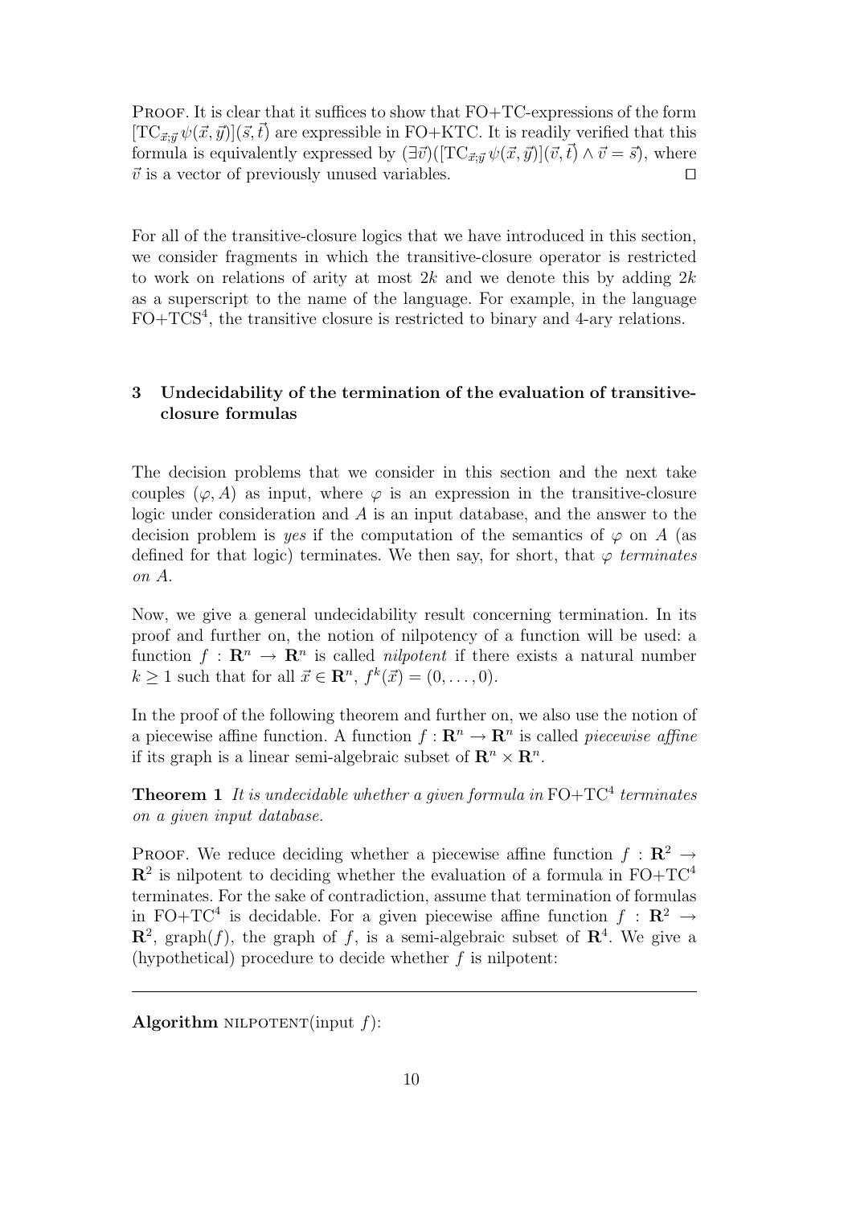PROOF. It is clear that it suffices to show that FO+TC-expressions of the form $[\mathrm{TC}_{\vec{x};\vec{y}}\,\psi(\vec{x},\vec{y})](\vec{s},\vec{t})$ are expressible in FO+KTC. It is readily verified that this formula is equivalently expressed by $(\exists\vec{v})([\mathrm{TC}_{\vec{x};\vec{y}}\,\psi(\vec{x},\vec{y})](\vec{v},\vec{t}) \wedge \vec{v} = \vec{s})$, where $\vec{v}$ is a vector of previously unused variables. $\square$

For all of the transitive-closure logics that we have introduced in this section, we consider fragments in which the transitive-closure operator is restricted to work on relations of arity at most $2k$ and we denote this by adding $2k$ as a superscript to the name of the language. For example, in the language FO+TCS$^4$, the transitive closure is restricted to binary and 4-ary relations.

## 3 Undecidability of the termination of the evaluation of transitive-closure formulas

The decision problems that we consider in this section and the next take couples $(\varphi, A)$ as input, where $\varphi$ is an expression in the transitive-closure logic under consideration and $A$ is an input database, and the answer to the decision problem is *yes* if the computation of the semantics of $\varphi$ on $A$ (as defined for that logic) terminates. We then say, for short, that $\varphi$ *terminates on* $A$.

Now, we give a general undecidability result concerning termination. In its proof and further on, the notion of nilpotency of a function will be used: a function $f : \mathbf{R}^n \to \mathbf{R}^n$ is called *nilpotent* if there exists a natural number $k \geq 1$ such that for all $\vec{x} \in \mathbf{R}^n$, $f^k(\vec{x}) = (0, \ldots, 0)$.

In the proof of the following theorem and further on, we also use the notion of a piecewise affine function. A function $f : \mathbf{R}^n \to \mathbf{R}^n$ is called *piecewise affine* if its graph is a linear semi-algebraic subset of $\mathbf{R}^n \times \mathbf{R}^n$.

**Theorem 1** *It is undecidable whether a given formula in* FO+TC$^4$ *terminates on a given input database.*

PROOF. We reduce deciding whether a piecewise affine function $f : \mathbf{R}^2 \to \mathbf{R}^2$ is nilpotent to deciding whether the evaluation of a formula in FO+TC$^4$ terminates. For the sake of contradiction, assume that termination of formulas in FO+TC$^4$ is decidable. For a given piecewise affine function $f : \mathbf{R}^2 \to \mathbf{R}^2$, graph$(f)$, the graph of $f$, is a semi-algebraic subset of $\mathbf{R}^4$. We give a (hypothetical) procedure to decide whether $f$ is nilpotent:

---

**Algorithm** NILPOTENT(input $f$):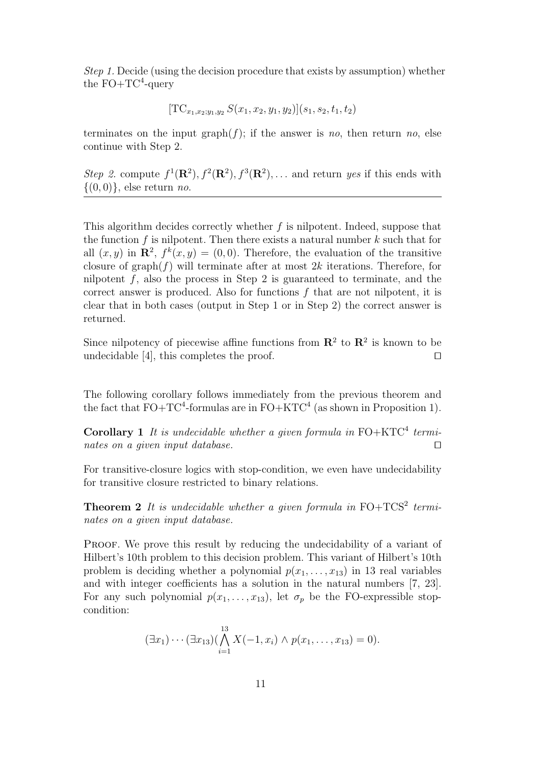*Step 1.* Decide (using the decision procedure that exists by assumption) whether the FO+TC$^4$-query

$$[\mathrm{TC}_{x_1,x_2;y_1,y_2}\, S(x_1,x_2,y_1,y_2)](s_1,s_2,t_1,t_2)$$

terminates on the input graph$(f)$; if the answer is *no*, then return *no*, else continue with Step 2.

*Step 2.* compute $f^1(\mathbf{R}^2), f^2(\mathbf{R}^2), f^3(\mathbf{R}^2), \ldots$ and return *yes* if this ends with $\{(0,0)\}$, else return *no*.

---

This algorithm decides correctly whether $f$ is nilpotent. Indeed, suppose that the function $f$ is nilpotent. Then there exists a natural number $k$ such that for all $(x,y)$ in $\mathbf{R}^2$, $f^k(x,y) = (0,0)$. Therefore, the evaluation of the transitive closure of graph$(f)$ will terminate after at most $2k$ iterations. Therefore, for nilpotent $f$, also the process in Step 2 is guaranteed to terminate, and the correct answer is produced. Also for functions $f$ that are not nilpotent, it is clear that in both cases (output in Step 1 or in Step 2) the correct answer is returned.

Since nilpotency of piecewise affine functions from $\mathbf{R}^2$ to $\mathbf{R}^2$ is known to be undecidable [4], this completes the proof. □

The following corollary follows immediately from the previous theorem and the fact that FO+TC$^4$-formulas are in FO+KTC$^4$ (as shown in Proposition 1).

**Corollary 1** *It is undecidable whether a given formula in* FO+KTC$^4$ *terminates on a given input database.* □

For transitive-closure logics with stop-condition, we even have undecidability for transitive closure restricted to binary relations.

**Theorem 2** *It is undecidable whether a given formula in* FO+TCS$^2$ *terminates on a given input database.*

Proof. We prove this result by reducing the undecidability of a variant of Hilbert's 10th problem to this decision problem. This variant of Hilbert's 10th problem is deciding whether a polynomial $p(x_1,\ldots,x_{13})$ in 13 real variables and with integer coefficients has a solution in the natural numbers [7, 23]. For any such polynomial $p(x_1,\ldots,x_{13})$, let $\sigma_p$ be the FO-expressible stop-condition:

$$(\exists x_1)\cdots(\exists x_{13})(\bigwedge_{i=1}^{13} X(-1,x_i) \wedge p(x_1,\ldots,x_{13}) = 0).$$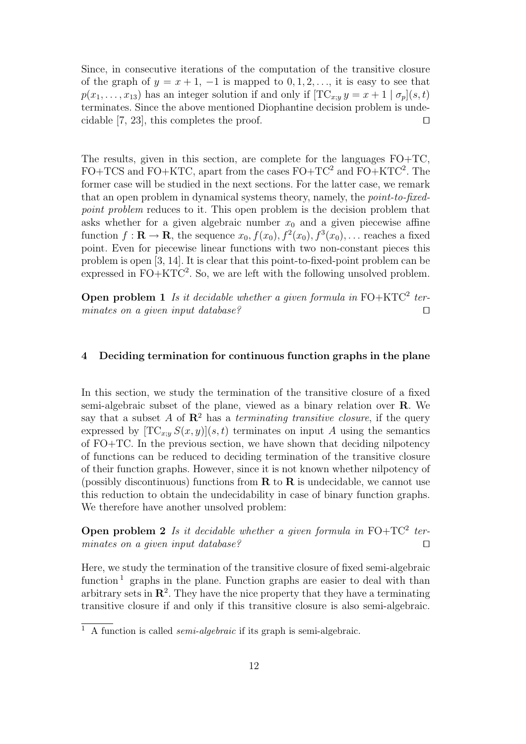Since, in consecutive iterations of the computation of the transitive closure of the graph of $y = x + 1$, $-1$ is mapped to $0, 1, 2, \ldots$, it is easy to see that $p(x_1, \ldots, x_{13})$ has an integer solution if and only if $[\mathrm{TC}_{x;y}\, y = x + 1 \mid \sigma_p](s, t)$ terminates. Since the above mentioned Diophantine decision problem is undecidable [7, 23], this completes the proof. □

The results, given in this section, are complete for the languages FO+TC, FO+TCS and FO+KTC, apart from the cases FO+TC$^2$ and FO+KTC$^2$. The former case will be studied in the next sections. For the latter case, we remark that an open problem in dynamical systems theory, namely, the *point-to-fixed-point problem* reduces to it. This open problem is the decision problem that asks whether for a given algebraic number $x_0$ and a given piecewise affine function $f : \mathbf{R} \to \mathbf{R}$, the sequence $x_0, f(x_0), f^2(x_0), f^3(x_0), \ldots$ reaches a fixed point. Even for piecewise linear functions with two non-constant pieces this problem is open [3, 14]. It is clear that this point-to-fixed-point problem can be expressed in FO+KTC$^2$. So, we are left with the following unsolved problem.

**Open problem 1** *Is it decidable whether a given formula in* FO+KTC$^2$ *terminates on a given input database?* □

## 4 Deciding termination for continuous function graphs in the plane

In this section, we study the termination of the transitive closure of a fixed semi-algebraic subset of the plane, viewed as a binary relation over $\mathbf{R}$. We say that a subset $A$ of $\mathbf{R}^2$ has a *terminating transitive closure*, if the query expressed by $[\mathrm{TC}_{x;y}\, S(x, y)](s, t)$ terminates on input $A$ using the semantics of FO+TC. In the previous section, we have shown that deciding nilpotency of functions can be reduced to deciding termination of the transitive closure of their function graphs. However, since it is not known whether nilpotency of (possibly discontinuous) functions from $\mathbf{R}$ to $\mathbf{R}$ is undecidable, we cannot use this reduction to obtain the undecidability in case of binary function graphs. We therefore have another unsolved problem:

**Open problem 2** *Is it decidable whether a given formula in* FO+TC$^2$ *terminates on a given input database?* □

Here, we study the termination of the transitive closure of fixed semi-algebraic function [1] graphs in the plane. Function graphs are easier to deal with than arbitrary sets in $\mathbf{R}^2$. They have the nice property that they have a terminating transitive closure if and only if this transitive closure is also semi-algebraic.

[1] A function is called *semi-algebraic* if its graph is semi-algebraic.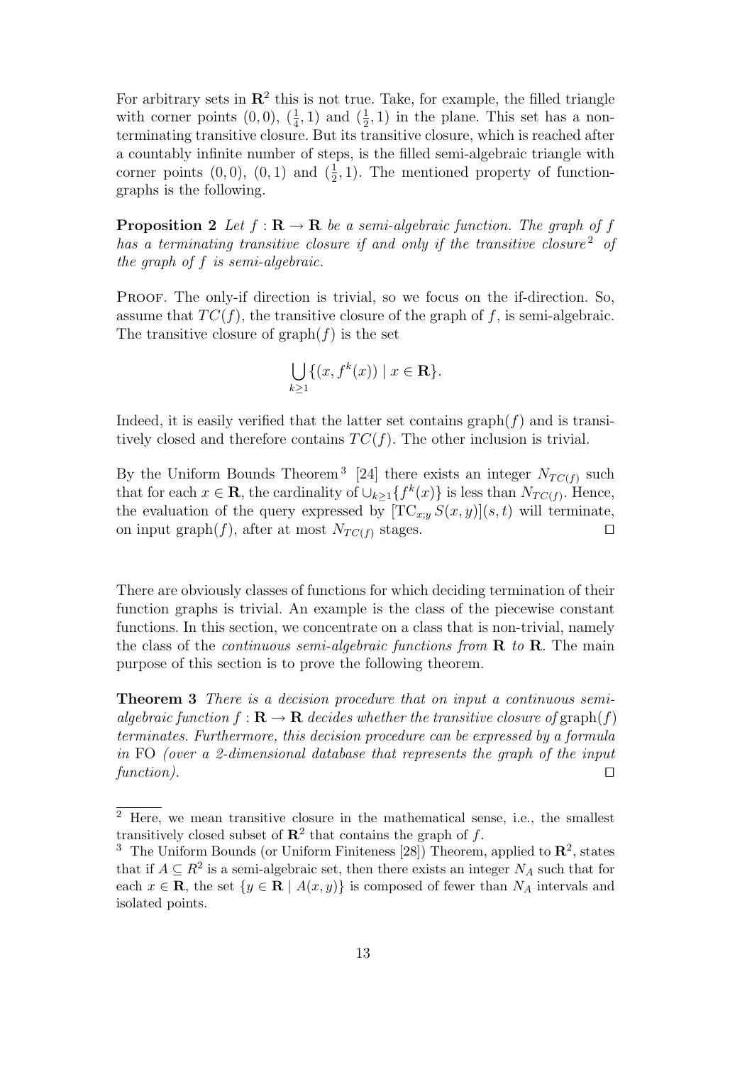For arbitrary sets in $\mathbf{R}^2$ this is not true. Take, for example, the filled triangle with corner points $(0,0)$, $(\frac{1}{4},1)$ and $(\frac{1}{2},1)$ in the plane. This set has a non-terminating transitive closure. But its transitive closure, which is reached after a countably infinite number of steps, is the filled semi-algebraic triangle with corner points $(0,0)$, $(0,1)$ and $(\frac{1}{2},1)$. The mentioned property of function-graphs is the following.

**Proposition 2** *Let $f : \mathbf{R} \to \mathbf{R}$ be a semi-algebraic function. The graph of $f$ has a terminating transitive closure if and only if the transitive closure*[2] *of the graph of $f$ is semi-algebraic.*

Proof. The only-if direction is trivial, so we focus on the if-direction. So, assume that $TC(f)$, the transitive closure of the graph of $f$, is semi-algebraic. The transitive closure of $\text{graph}(f)$ is the set

$$\bigcup_{k \geq 1} \{(x, f^k(x)) \mid x \in \mathbf{R}\}.$$

Indeed, it is easily verified that the latter set contains $\text{graph}(f)$ and is transitively closed and therefore contains $TC(f)$. The other inclusion is trivial.

By the Uniform Bounds Theorem[3] [24] there exists an integer $N_{TC(f)}$ such that for each $x \in \mathbf{R}$, the cardinality of $\cup_{k \geq 1}\{f^k(x)\}$ is less than $N_{TC(f)}$. Hence, the evaluation of the query expressed by $[\text{TC}_{x;y}\, S(x,y)](s,t)$ will terminate, on input $\text{graph}(f)$, after at most $N_{TC(f)}$ stages. $\square$

There are obviously classes of functions for which deciding termination of their function graphs is trivial. An example is the class of the piecewise constant functions. In this section, we concentrate on a class that is non-trivial, namely the class of the *continuous semi-algebraic functions from $\mathbf{R}$ to $\mathbf{R}$*. The main purpose of this section is to prove the following theorem.

**Theorem 3** *There is a decision procedure that on input a continuous semi-algebraic function $f : \mathbf{R} \to \mathbf{R}$ decides whether the transitive closure of* $\text{graph}(f)$ *terminates. Furthermore, this decision procedure can be expressed by a formula in* FO *(over a 2-dimensional database that represents the graph of the input function).* $\square$

---

[2] Here, we mean transitive closure in the mathematical sense, i.e., the smallest transitively closed subset of $\mathbf{R}^2$ that contains the graph of $f$.

[3] The Uniform Bounds (or Uniform Finiteness [28]) Theorem, applied to $\mathbf{R}^2$, states that if $A \subseteq R^2$ is a semi-algebraic set, then there exists an integer $N_A$ such that for each $x \in \mathbf{R}$, the set $\{y \in \mathbf{R} \mid A(x,y)\}$ is composed of fewer than $N_A$ intervals and isolated points.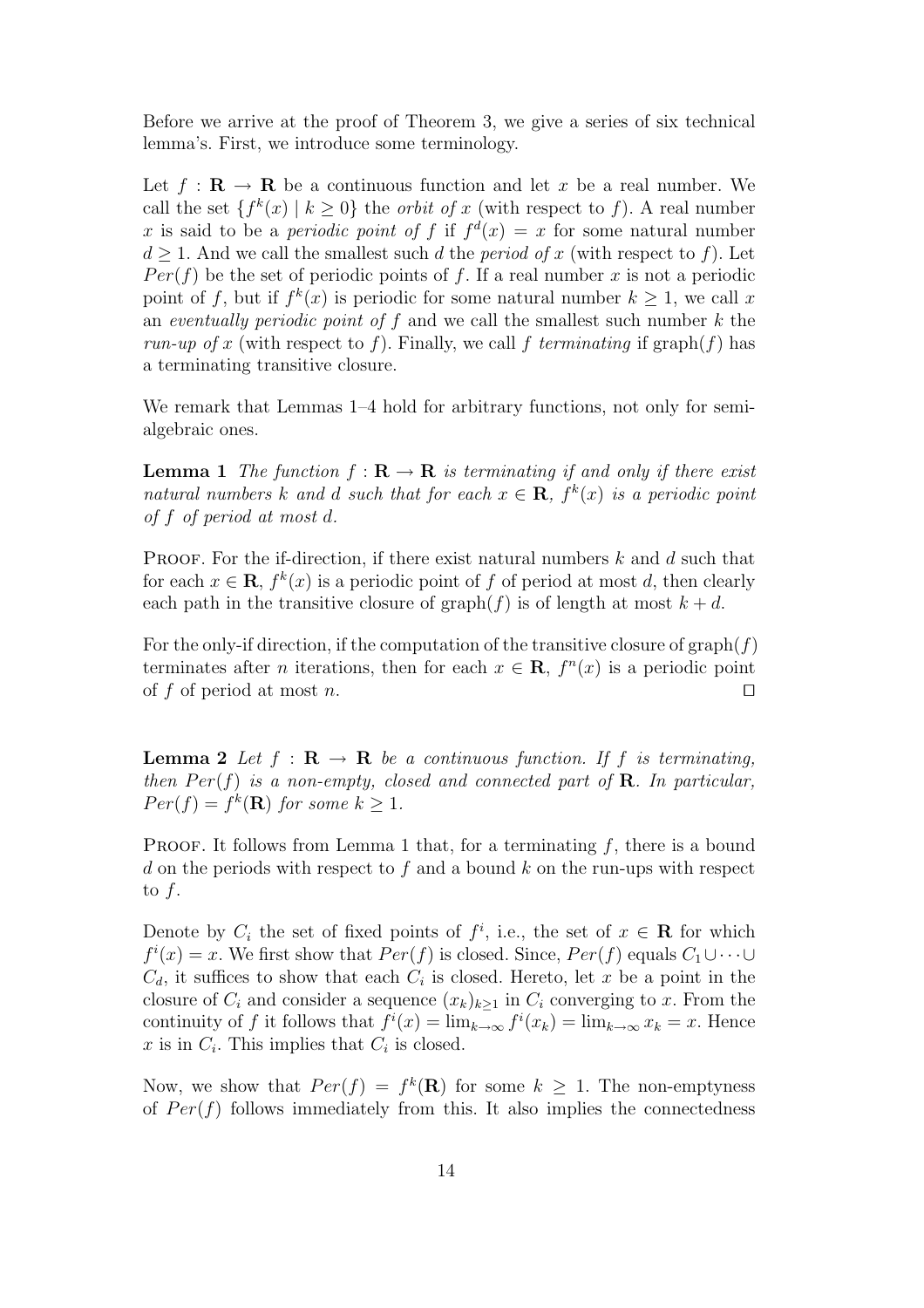Before we arrive at the proof of Theorem 3, we give a series of six technical lemma's. First, we introduce some terminology.

Let $f : \mathbf{R} \to \mathbf{R}$ be a continuous function and let $x$ be a real number. We call the set $\{f^k(x) \mid k \geq 0\}$ the *orbit of* $x$ (with respect to $f$). A real number $x$ is said to be a *periodic point of* $f$ if $f^d(x) = x$ for some natural number $d \geq 1$. And we call the smallest such $d$ the *period of* $x$ (with respect to $f$). Let $Per(f)$ be the set of periodic points of $f$. If a real number $x$ is not a periodic point of $f$, but if $f^k(x)$ is periodic for some natural number $k \geq 1$, we call $x$ an *eventually periodic point of* $f$ and we call the smallest such number $k$ the *run-up of* $x$ (with respect to $f$). Finally, we call $f$ *terminating* if graph($f$) has a terminating transitive closure.

We remark that Lemmas 1–4 hold for arbitrary functions, not only for semi-algebraic ones.

**Lemma 1** *The function* $f : \mathbf{R} \to \mathbf{R}$ *is terminating if and only if there exist natural numbers* $k$ *and* $d$ *such that for each* $x \in \mathbf{R}$*,* $f^k(x)$ *is a periodic point of* $f$ *of period at most* $d$*.*

Proof. For the if-direction, if there exist natural numbers $k$ and $d$ such that for each $x \in \mathbf{R}$, $f^k(x)$ is a periodic point of $f$ of period at most $d$, then clearly each path in the transitive closure of graph($f$) is of length at most $k + d$.

For the only-if direction, if the computation of the transitive closure of graph($f$) terminates after $n$ iterations, then for each $x \in \mathbf{R}$, $f^n(x)$ is a periodic point of $f$ of period at most $n$. $\square$

**Lemma 2** *Let* $f : \mathbf{R} \to \mathbf{R}$ *be a continuous function. If* $f$ *is terminating, then* $Per(f)$ *is a non-empty, closed and connected part of* $\mathbf{R}$*. In particular,* $Per(f) = f^k(\mathbf{R})$ *for some* $k \geq 1$*.*

Proof. It follows from Lemma 1 that, for a terminating $f$, there is a bound $d$ on the periods with respect to $f$ and a bound $k$ on the run-ups with respect to $f$.

Denote by $C_i$ the set of fixed points of $f^i$, i.e., the set of $x \in \mathbf{R}$ for which $f^i(x) = x$. We first show that $Per(f)$ is closed. Since, $Per(f)$ equals $C_1 \cup \cdots \cup C_d$, it suffices to show that each $C_i$ is closed. Hereto, let $x$ be a point in the closure of $C_i$ and consider a sequence $(x_k)_{k \geq 1}$ in $C_i$ converging to $x$. From the continuity of $f$ it follows that $f^i(x) = \lim_{k \to \infty} f^i(x_k) = \lim_{k \to \infty} x_k = x$. Hence $x$ is in $C_i$. This implies that $C_i$ is closed.

Now, we show that $Per(f) = f^k(\mathbf{R})$ for some $k \geq 1$. The non-emptyness of $Per(f)$ follows immediately from this. It also implies the connectedness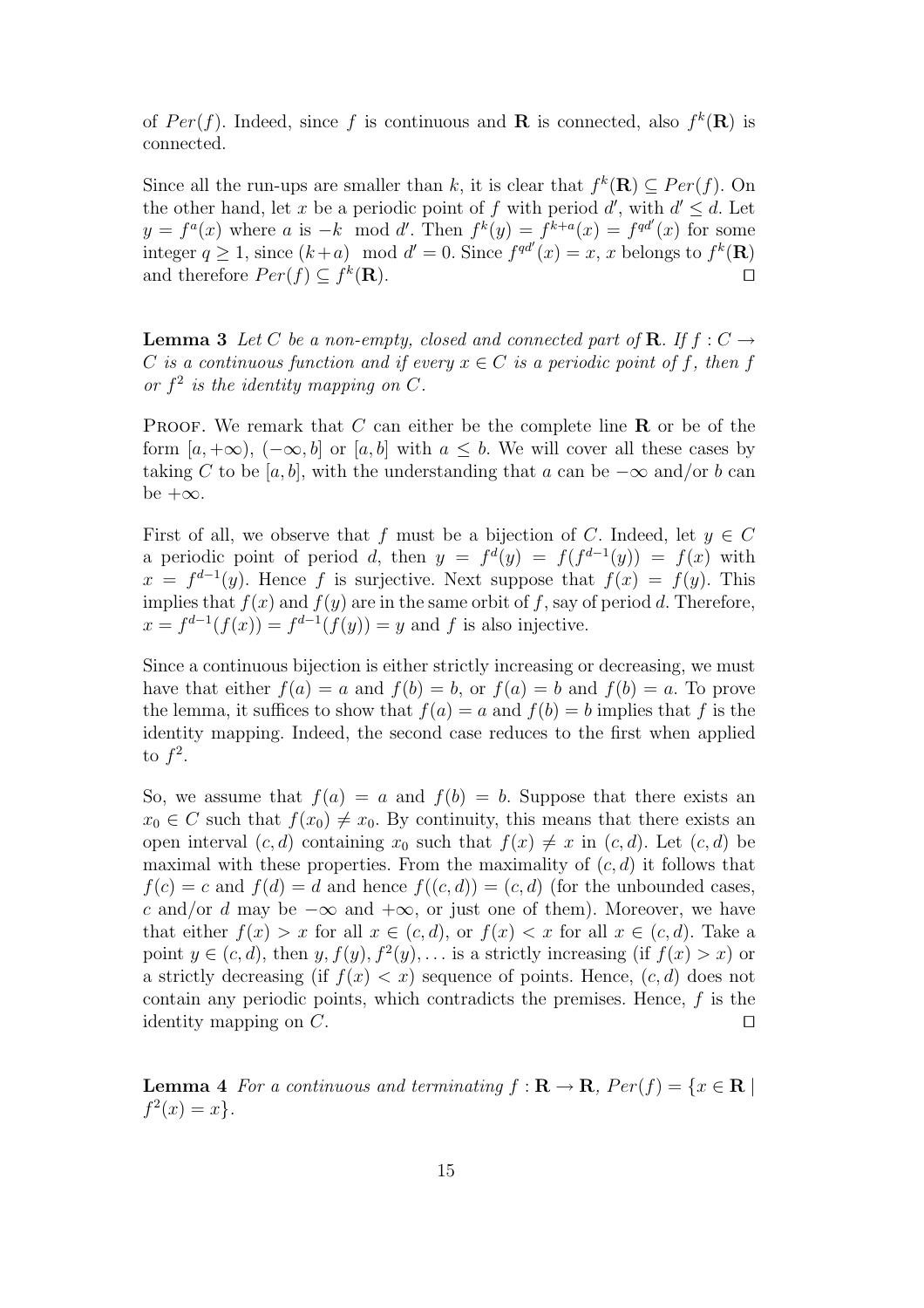of $Per(f)$. Indeed, since $f$ is continuous and $\mathbf{R}$ is connected, also $f^k(\mathbf{R})$ is connected.

Since all the run-ups are smaller than $k$, it is clear that $f^k(\mathbf{R}) \subseteq Per(f)$. On the other hand, let $x$ be a periodic point of $f$ with period $d'$, with $d' \leq d$. Let $y = f^a(x)$ where $a$ is $-k \mod d'$. Then $f^k(y) = f^{k+a}(x) = f^{qd'}(x)$ for some integer $q \geq 1$, since $(k+a) \mod d' = 0$. Since $f^{qd'}(x) = x$, $x$ belongs to $f^k(\mathbf{R})$ and therefore $Per(f) \subseteq f^k(\mathbf{R})$. □

**Lemma 3** *Let $C$ be a non-empty, closed and connected part of $\mathbf{R}$. If $f : C \to C$ is a continuous function and if every $x \in C$ is a periodic point of $f$, then $f$ or $f^2$ is the identity mapping on $C$.*

Proof. We remark that $C$ can either be the complete line $\mathbf{R}$ or be of the form $[a, +\infty)$, $(-\infty, b]$ or $[a, b]$ with $a \leq b$. We will cover all these cases by taking $C$ to be $[a, b]$, with the understanding that $a$ can be $-\infty$ and/or $b$ can be $+\infty$.

First of all, we observe that $f$ must be a bijection of $C$. Indeed, let $y \in C$ a periodic point of period $d$, then $y = f^d(y) = f(f^{d-1}(y)) = f(x)$ with $x = f^{d-1}(y)$. Hence $f$ is surjective. Next suppose that $f(x) = f(y)$. This implies that $f(x)$ and $f(y)$ are in the same orbit of $f$, say of period $d$. Therefore, $x = f^{d-1}(f(x)) = f^{d-1}(f(y)) = y$ and $f$ is also injective.

Since a continuous bijection is either strictly increasing or decreasing, we must have that either $f(a) = a$ and $f(b) = b$, or $f(a) = b$ and $f(b) = a$. To prove the lemma, it suffices to show that $f(a) = a$ and $f(b) = b$ implies that $f$ is the identity mapping. Indeed, the second case reduces to the first when applied to $f^2$.

So, we assume that $f(a) = a$ and $f(b) = b$. Suppose that there exists an $x_0 \in C$ such that $f(x_0) \neq x_0$. By continuity, this means that there exists an open interval $(c, d)$ containing $x_0$ such that $f(x) \neq x$ in $(c, d)$. Let $(c, d)$ be maximal with these properties. From the maximality of $(c, d)$ it follows that $f(c) = c$ and $f(d) = d$ and hence $f((c, d)) = (c, d)$ (for the unbounded cases, $c$ and/or $d$ may be $-\infty$ and $+\infty$, or just one of them). Moreover, we have that either $f(x) > x$ for all $x \in (c, d)$, or $f(x) < x$ for all $x \in (c, d)$. Take a point $y \in (c, d)$, then $y, f(y), f^2(y), \ldots$ is a strictly increasing (if $f(x) > x$) or a strictly decreasing (if $f(x) < x$) sequence of points. Hence, $(c, d)$ does not contain any periodic points, which contradicts the premises. Hence, $f$ is the identity mapping on $C$. □

**Lemma 4** *For a continuous and terminating $f : \mathbf{R} \to \mathbf{R}$, $Per(f) = \{x \in \mathbf{R} \mid f^2(x) = x\}$.*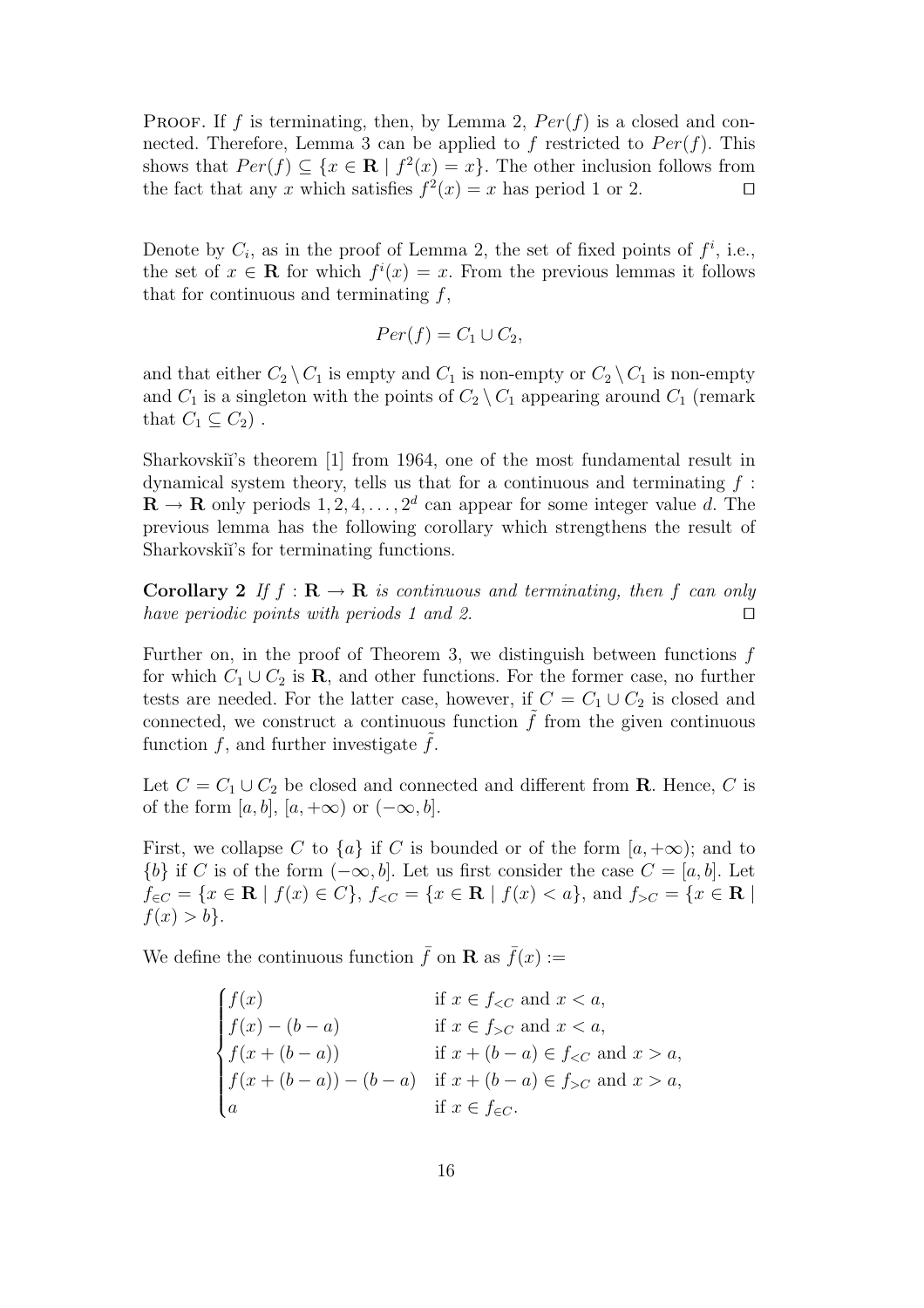**Proof.** If $f$ is terminating, then, by Lemma 2, $Per(f)$ is a closed and connected. Therefore, Lemma 3 can be applied to $f$ restricted to $Per(f)$. This shows that $Per(f) \subseteq \{x \in \mathbf{R} \mid f^2(x) = x\}$. The other inclusion follows from the fact that any $x$ which satisfies $f^2(x) = x$ has period 1 or 2. $\square$

Denote by $C_i$, as in the proof of Lemma 2, the set of fixed points of $f^i$, i.e., the set of $x \in \mathbf{R}$ for which $f^i(x) = x$. From the previous lemmas it follows that for continuous and terminating $f$,

$$Per(f) = C_1 \cup C_2,$$

and that either $C_2 \setminus C_1$ is empty and $C_1$ is non-empty or $C_2 \setminus C_1$ is non-empty and $C_1$ is a singleton with the points of $C_2 \setminus C_1$ appearing around $C_1$ (remark that $C_1 \subseteq C_2$) .

Sharkovskiĭ's theorem [1] from 1964, one of the most fundamental result in dynamical system theory, tells us that for a continuous and terminating $f : \mathbf{R} \to \mathbf{R}$ only periods $1, 2, 4, \ldots, 2^d$ can appear for some integer value $d$. The previous lemma has the following corollary which strengthens the result of Sharkovskiĭ's for terminating functions.

**Corollary 2** *If $f : \mathbf{R} \to \mathbf{R}$ is continuous and terminating, then $f$ can only have periodic points with periods 1 and 2.* $\square$

Further on, in the proof of Theorem 3, we distinguish between functions $f$ for which $C_1 \cup C_2$ is $\mathbf{R}$, and other functions. For the former case, no further tests are needed. For the latter case, however, if $C = C_1 \cup C_2$ is closed and connected, we construct a continuous function $\tilde{f}$ from the given continuous function $f$, and further investigate $\tilde{f}$.

Let $C = C_1 \cup C_2$ be closed and connected and different from $\mathbf{R}$. Hence, $C$ is of the form $[a, b]$, $[a, +\infty)$ or $(-\infty, b]$.

First, we collapse $C$ to $\{a\}$ if $C$ is bounded or of the form $[a, +\infty)$; and to $\{b\}$ if $C$ is of the form $(-\infty, b]$. Let us first consider the case $C = [a, b]$. Let $f_{\in C} = \{x \in \mathbf{R} \mid f(x) \in C\}$, $f_{<C} = \{x \in \mathbf{R} \mid f(x) < a\}$, and $f_{>C} = \{x \in \mathbf{R} \mid f(x) > b\}$.

We define the continuous function $\bar{f}$ on $\mathbf{R}$ as $\bar{f}(x) :=$

$$\begin{cases} f(x) & \text{if } x \in f_{<C} \text{ and } x < a, \\ f(x) - (b - a) & \text{if } x \in f_{>C} \text{ and } x < a, \\ f(x + (b - a)) & \text{if } x + (b - a) \in f_{<C} \text{ and } x > a, \\ f(x + (b - a)) - (b - a) & \text{if } x + (b - a) \in f_{>C} \text{ and } x > a, \\ a & \text{if } x \in f_{\in C}. \end{cases}$$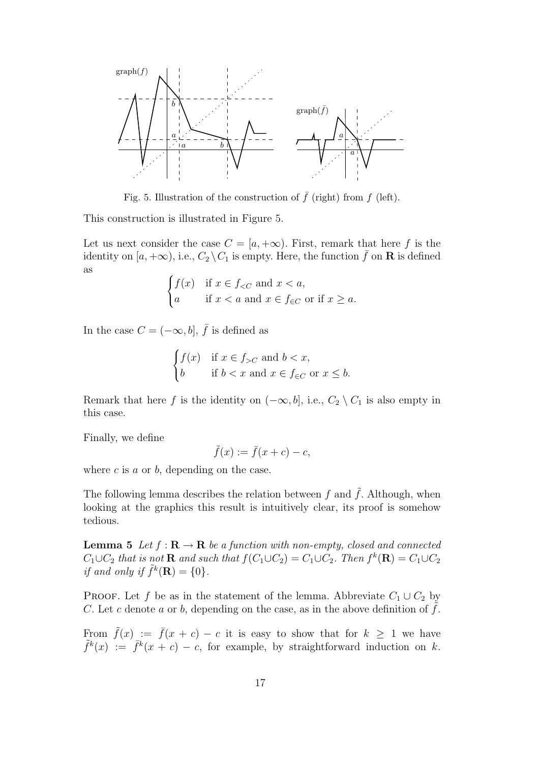Fig. 5. Illustration of the construction of $\bar{f}$ (right) from $f$ (left).

This construction is illustrated in Figure 5.

Let us next consider the case $C = [a, +\infty)$. First, remark that here $f$ is the identity on $[a, +\infty)$, i.e., $C_2 \setminus C_1$ is empty. Here, the function $\bar{f}$ on $\mathbf{R}$ is defined as

$$\begin{cases} f(x) & \text{if } x \in f_{<C} \text{ and } x < a, \\ a & \text{if } x < a \text{ and } x \in f_{\in C} \text{ or if } x \geq a. \end{cases}$$

In the case $C = (-\infty, b]$, $\bar{f}$ is defined as

$$\begin{cases} f(x) & \text{if } x \in f_{>C} \text{ and } b < x, \\ b & \text{if } b < x \text{ and } x \in f_{\in C} \text{ or } x \leq b. \end{cases}$$

Remark that here $f$ is the identity on $(-\infty, b]$, i.e., $C_2 \setminus C_1$ is also empty in this case.

Finally, we define

$$\tilde{f}(x) := \bar{f}(x + c) - c,$$

where $c$ is $a$ or $b$, depending on the case.

The following lemma describes the relation between $f$ and $\tilde{f}$. Although, when looking at the graphics this result is intuitively clear, its proof is somehow tedious.

**Lemma 5** *Let $f : \mathbf{R} \to \mathbf{R}$ be a function with non-empty, closed and connected $C_1 \cup C_2$ that is not $\mathbf{R}$ and such that $f(C_1 \cup C_2) = C_1 \cup C_2$. Then $f^k(\mathbf{R}) = C_1 \cup C_2$ if and only if $\tilde{f}^k(\mathbf{R}) = \{0\}$.*

Proof. Let $f$ be as in the statement of the lemma. Abbreviate $C_1 \cup C_2$ by $C$. Let $c$ denote $a$ or $b$, depending on the case, as in the above definition of $\tilde{f}$.

From $\tilde{f}(x) := \bar{f}(x + c) - c$ it is easy to show that for $k \geq 1$ we have $\tilde{f}^k(x) := \bar{f}^k(x + c) - c$, for example, by straightforward induction on $k$.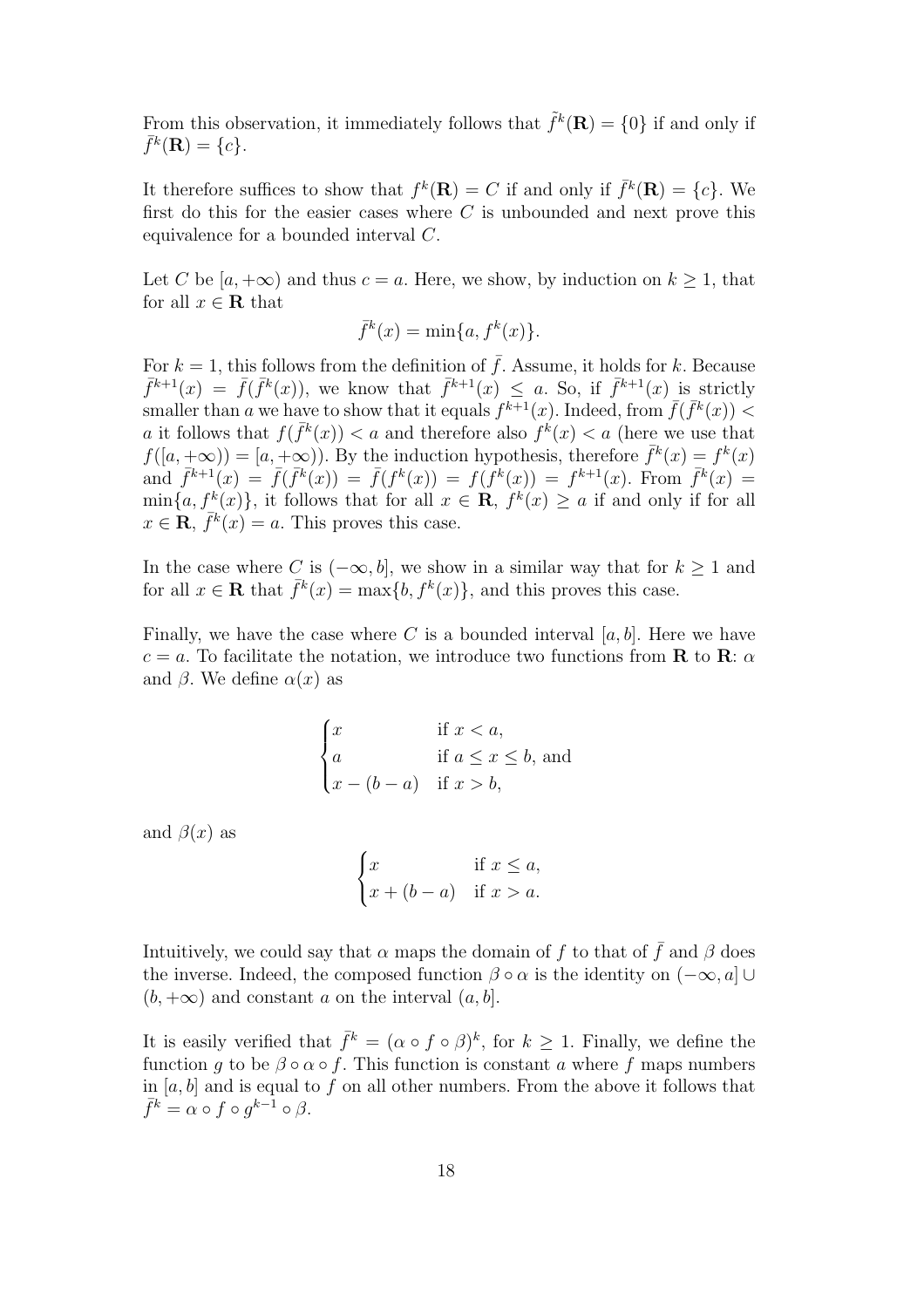From this observation, it immediately follows that $\tilde{f}^k(\mathbf{R}) = \{0\}$ if and only if $\bar{f}^k(\mathbf{R}) = \{c\}$.

It therefore suffices to show that $f^k(\mathbf{R}) = C$ if and only if $\bar{f}^k(\mathbf{R}) = \{c\}$. We first do this for the easier cases where $C$ is unbounded and next prove this equivalence for a bounded interval $C$.

Let $C$ be $[a, +\infty)$ and thus $c = a$. Here, we show, by induction on $k \geq 1$, that for all $x \in \mathbf{R}$ that

$$\bar{f}^k(x) = \min\{a, f^k(x)\}.$$

For $k = 1$, this follows from the definition of $\bar{f}$. Assume, it holds for $k$. Because $\bar{f}^{k+1}(x) = \bar{f}(\bar{f}^k(x))$, we know that $\bar{f}^{k+1}(x) \leq a$. So, if $\bar{f}^{k+1}(x)$ is strictly smaller than $a$ we have to show that it equals $f^{k+1}(x)$. Indeed, from $\bar{f}(\bar{f}^k(x)) < a$ it follows that $f(\bar{f}^k(x)) < a$ and therefore also $f^k(x) < a$ (here we use that $f([a, +\infty)) = [a, +\infty)$). By the induction hypothesis, therefore $\bar{f}^k(x) = f^k(x)$ and $\bar{f}^{k+1}(x) = \bar{f}(\bar{f}^k(x)) = \bar{f}(f^k(x)) = f(f^k(x)) = f^{k+1}(x)$. From $\bar{f}^k(x) = \min\{a, f^k(x)\}$, it follows that for all $x \in \mathbf{R}$, $f^k(x) \geq a$ if and only if for all $x \in \mathbf{R}$, $\bar{f}^k(x) = a$. This proves this case.

In the case where $C$ is $(-\infty, b]$, we show in a similar way that for $k \geq 1$ and for all $x \in \mathbf{R}$ that $\bar{f}^k(x) = \max\{b, f^k(x)\}$, and this proves this case.

Finally, we have the case where $C$ is a bounded interval $[a, b]$. Here we have $c = a$. To facilitate the notation, we introduce two functions from $\mathbf{R}$ to $\mathbf{R}$: $\alpha$ and $\beta$. We define $\alpha(x)$ as

$$\begin{cases} x & \text{if } x < a, \\ a & \text{if } a \leq x \leq b, \text{ and} \\ x - (b - a) & \text{if } x > b, \end{cases}$$

and $\beta(x)$ as

$$\begin{cases} x & \text{if } x \leq a, \\ x + (b - a) & \text{if } x > a. \end{cases}$$

Intuitively, we could say that $\alpha$ maps the domain of $f$ to that of $\bar{f}$ and $\beta$ does the inverse. Indeed, the composed function $\beta \circ \alpha$ is the identity on $(-\infty, a] \cup (b, +\infty)$ and constant $a$ on the interval $(a, b]$.

It is easily verified that $\bar{f}^k = (\alpha \circ f \circ \beta)^k$, for $k \geq 1$. Finally, we define the function $g$ to be $\beta \circ \alpha \circ f$. This function is constant $a$ where $f$ maps numbers in $[a, b]$ and is equal to $f$ on all other numbers. From the above it follows that $\bar{f}^k = \alpha \circ f \circ g^{k-1} \circ \beta$.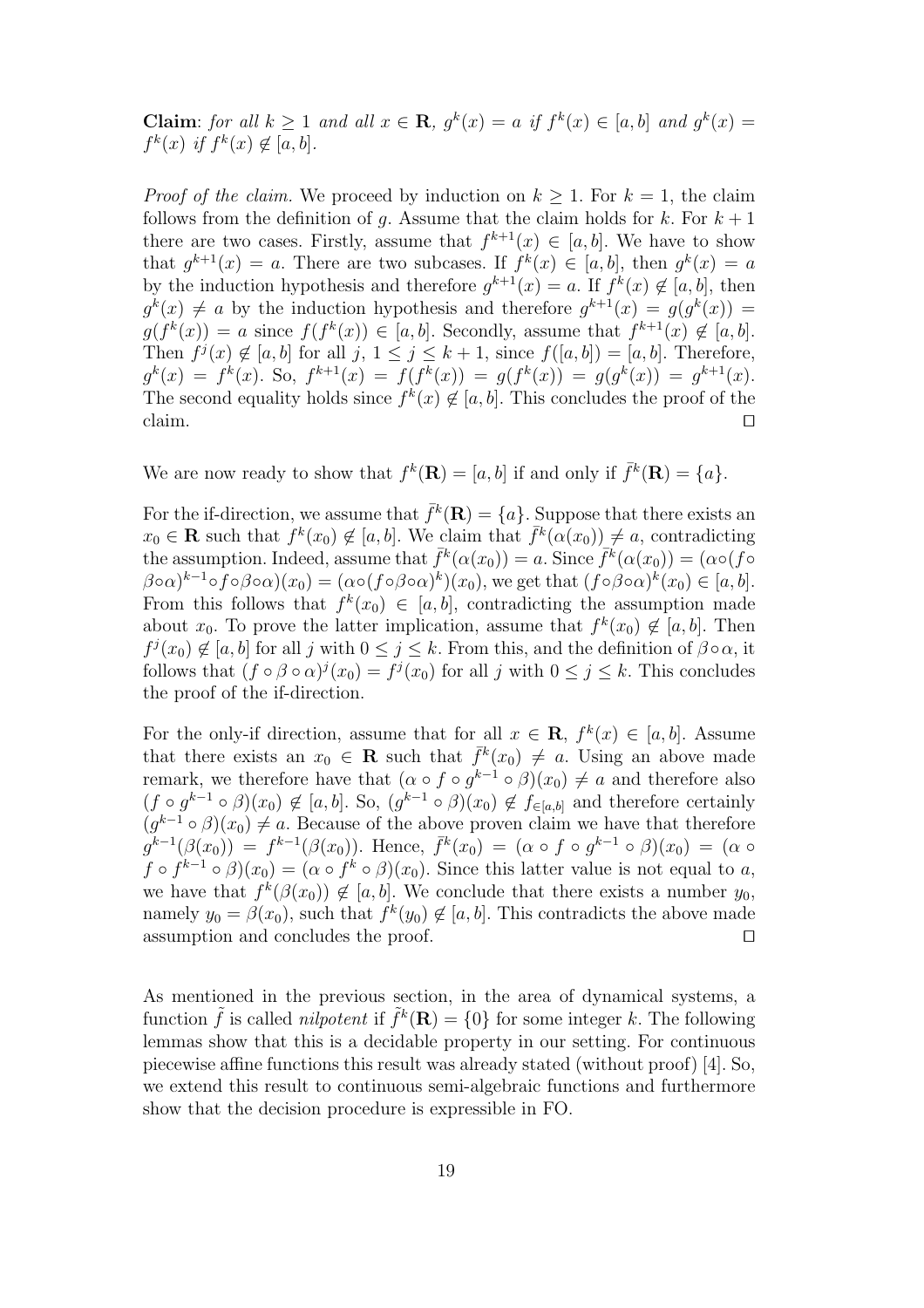**Claim**: *for all $k \geq 1$ and all $x \in \mathbf{R}$, $g^k(x) = a$ if $f^k(x) \in [a,b]$ and $g^k(x) = f^k(x)$ if $f^k(x) \notin [a,b]$.*

*Proof of the claim.* We proceed by induction on $k \geq 1$. For $k = 1$, the claim follows from the definition of $g$. Assume that the claim holds for $k$. For $k+1$ there are two cases. Firstly, assume that $f^{k+1}(x) \in [a,b]$. We have to show that $g^{k+1}(x) = a$. There are two subcases. If $f^k(x) \in [a,b]$, then $g^k(x) = a$ by the induction hypothesis and therefore $g^{k+1}(x) = a$. If $f^k(x) \notin [a,b]$, then $g^k(x) \neq a$ by the induction hypothesis and therefore $g^{k+1}(x) = g(g^k(x)) = g(f^k(x)) = a$ since $f(f^k(x)) \in [a,b]$. Secondly, assume that $f^{k+1}(x) \notin [a,b]$. Then $f^j(x) \notin [a,b]$ for all $j$, $1 \leq j \leq k+1$, since $f([a,b]) = [a,b]$. Therefore, $g^k(x) = f^k(x)$. So, $f^{k+1}(x) = f(f^k(x)) = g(f^k(x)) = g(g^k(x)) = g^{k+1}(x)$. The second equality holds since $f^k(x) \notin [a,b]$. This concludes the proof of the claim. $\square$

We are now ready to show that $f^k(\mathbf{R}) = [a,b]$ if and only if $\bar{f}^k(\mathbf{R}) = \{a\}$.

For the if-direction, we assume that $\bar{f}^k(\mathbf{R}) = \{a\}$. Suppose that there exists an $x_0 \in \mathbf{R}$ such that $f^k(x_0) \notin [a,b]$. We claim that $\bar{f}^k(\alpha(x_0)) \neq a$, contradicting the assumption. Indeed, assume that $\bar{f}^k(\alpha(x_0)) = a$. Since $\bar{f}^k(\alpha(x_0)) = (\alpha \circ (f \circ \beta \circ \alpha)^{k-1} \circ f \circ \beta \circ \alpha)(x_0) = (\alpha \circ (f \circ \beta \circ \alpha)^k)(x_0)$, we get that $(f \circ \beta \circ \alpha)^k(x_0) \in [a,b]$. From this follows that $f^k(x_0) \in [a,b]$, contradicting the assumption made about $x_0$. To prove the latter implication, assume that $f^k(x_0) \notin [a,b]$. Then $f^j(x_0) \notin [a,b]$ for all $j$ with $0 \leq j \leq k$. From this, and the definition of $\beta \circ \alpha$, it follows that $(f \circ \beta \circ \alpha)^j(x_0) = f^j(x_0)$ for all $j$ with $0 \leq j \leq k$. This concludes the proof of the if-direction.

For the only-if direction, assume that for all $x \in \mathbf{R}$, $f^k(x) \in [a,b]$. Assume that there exists an $x_0 \in \mathbf{R}$ such that $\bar{f}^k(x_0) \neq a$. Using an above made remark, we therefore have that $(\alpha \circ f \circ g^{k-1} \circ \beta)(x_0) \neq a$ and therefore also $(f \circ g^{k-1} \circ \beta)(x_0) \notin [a,b]$. So, $(g^{k-1} \circ \beta)(x_0) \notin f_{\in [a,b]}$ and therefore certainly $(g^{k-1} \circ \beta)(x_0) \neq a$. Because of the above proven claim we have that therefore $g^{k-1}(\beta(x_0)) = f^{k-1}(\beta(x_0))$. Hence, $\bar{f}^k(x_0) = (\alpha \circ f \circ g^{k-1} \circ \beta)(x_0) = (\alpha \circ f \circ f^{k-1} \circ \beta)(x_0) = (\alpha \circ f^k \circ \beta)(x_0)$. Since this latter value is not equal to $a$, we have that $f^k(\beta(x_0)) \notin [a,b]$. We conclude that there exists a number $y_0$, namely $y_0 = \beta(x_0)$, such that $f^k(y_0) \notin [a,b]$. This contradicts the above made assumption and concludes the proof. $\square$

As mentioned in the previous section, in the area of dynamical systems, a function $\tilde{f}$ is called *nilpotent* if $\tilde{f}^k(\mathbf{R}) = \{0\}$ for some integer $k$. The following lemmas show that this is a decidable property in our setting. For continuous piecewise affine functions this result was already stated (without proof) [4]. So, we extend this result to continuous semi-algebraic functions and furthermore show that the decision procedure is expressible in FO.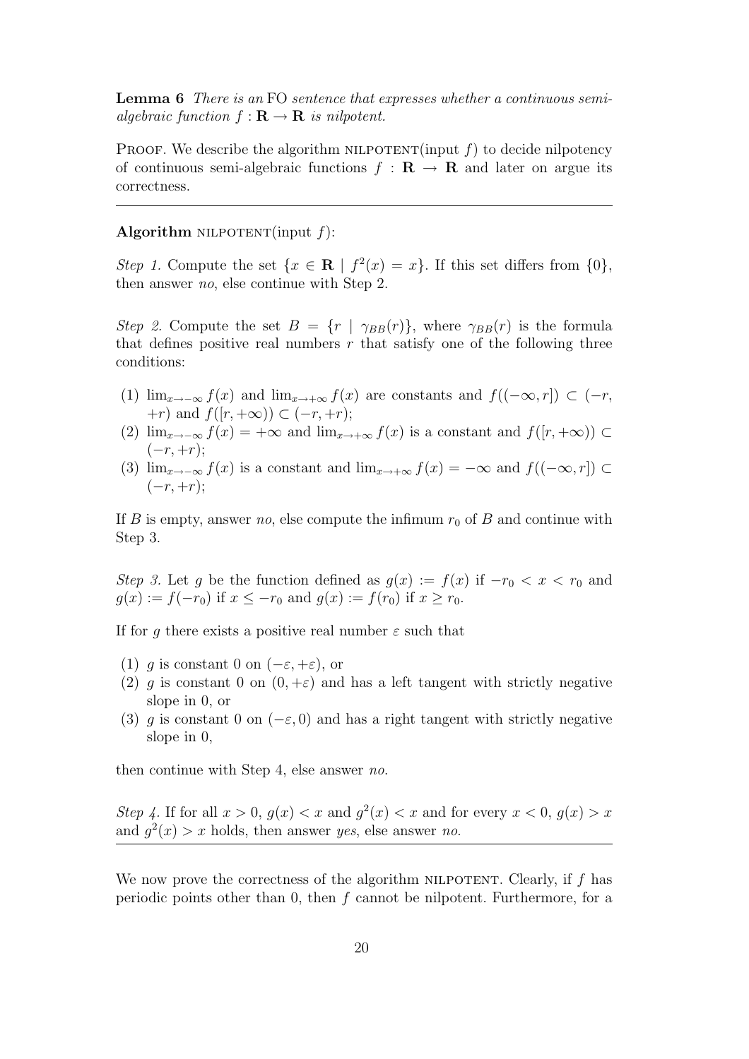**Lemma 6** *There is an* FO *sentence that expresses whether a continuous semi-algebraic function $f : \mathbf{R} \to \mathbf{R}$ is nilpotent.*

PROOF. We describe the algorithm NILPOTENT(input $f$) to decide nilpotency of continuous semi-algebraic functions $f : \mathbf{R} \to \mathbf{R}$ and later on argue its correctness.

---

**Algorithm** NILPOTENT(input $f$):

*Step 1.* Compute the set $\{x \in \mathbf{R} \mid f^2(x) = x\}$. If this set differs from $\{0\}$, then answer *no*, else continue with Step 2.

*Step 2.* Compute the set $B = \{r \mid \gamma_{BB}(r)\}$, where $\gamma_{BB}(r)$ is the formula that defines positive real numbers $r$ that satisfy one of the following three conditions:

(1) $\lim_{x\to-\infty} f(x)$ and $\lim_{x\to+\infty} f(x)$ are constants and $f((-\infty, r]) \subset (-r, +r)$ and $f([r, +\infty)) \subset (-r, +r)$;
(2) $\lim_{x\to-\infty} f(x) = +\infty$ and $\lim_{x\to+\infty} f(x)$ is a constant and $f([r, +\infty)) \subset (-r, +r)$;
(3) $\lim_{x\to-\infty} f(x)$ is a constant and $\lim_{x\to+\infty} f(x) = -\infty$ and $f((-\infty, r]) \subset (-r, +r)$;

If $B$ is empty, answer *no*, else compute the infimum $r_0$ of $B$ and continue with Step 3.

*Step 3.* Let $g$ be the function defined as $g(x) := f(x)$ if $-r_0 < x < r_0$ and $g(x) := f(-r_0)$ if $x \leq -r_0$ and $g(x) := f(r_0)$ if $x \geq r_0$.

If for $g$ there exists a positive real number $\varepsilon$ such that

(1) $g$ is constant 0 on $(-\varepsilon, +\varepsilon)$, or
(2) $g$ is constant 0 on $(0, +\varepsilon)$ and has a left tangent with strictly negative slope in 0, or
(3) $g$ is constant 0 on $(-\varepsilon, 0)$ and has a right tangent with strictly negative slope in 0,

then continue with Step 4, else answer *no*.

*Step 4.* If for all $x > 0$, $g(x) < x$ and $g^2(x) < x$ and for every $x < 0$, $g(x) > x$ and $g^2(x) > x$ holds, then answer *yes*, else answer *no*.

---

We now prove the correctness of the algorithm NILPOTENT. Clearly, if $f$ has periodic points other than 0, then $f$ cannot be nilpotent. Furthermore, for a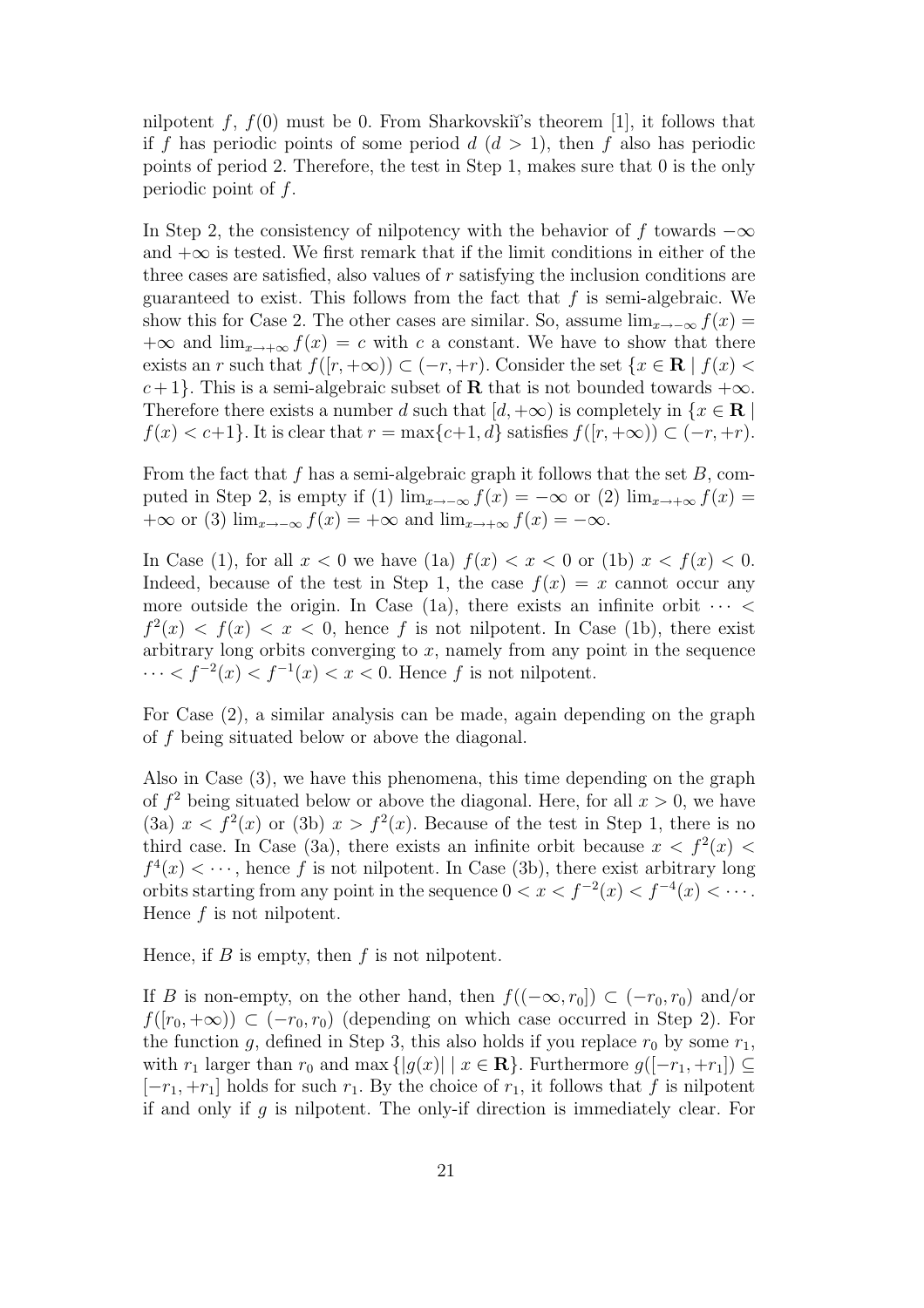nilpotent $f$, $f(0)$ must be 0. From Sharkovskiĭ's theorem [1], it follows that if $f$ has periodic points of some period $d$ ($d > 1$), then $f$ also has periodic points of period 2. Therefore, the test in Step 1, makes sure that 0 is the only periodic point of $f$.

In Step 2, the consistency of nilpotency with the behavior of $f$ towards $-\infty$ and $+\infty$ is tested. We first remark that if the limit conditions in either of the three cases are satisfied, also values of $r$ satisfying the inclusion conditions are guaranteed to exist. This follows from the fact that $f$ is semi-algebraic. We show this for Case 2. The other cases are similar. So, assume $\lim_{x\to-\infty} f(x) = +\infty$ and $\lim_{x\to+\infty} f(x) = c$ with $c$ a constant. We have to show that there exists an $r$ such that $f([r, +\infty)) \subset (-r, +r)$. Consider the set $\{x \in \mathbf{R} \mid f(x) < c+1\}$. This is a semi-algebraic subset of $\mathbf{R}$ that is not bounded towards $+\infty$. Therefore there exists a number $d$ such that $[d, +\infty)$ is completely in $\{x \in \mathbf{R} \mid f(x) < c+1\}$. It is clear that $r = \max\{c+1, d\}$ satisfies $f([r, +\infty)) \subset (-r, +r)$.

From the fact that $f$ has a semi-algebraic graph it follows that the set $B$, computed in Step 2, is empty if (1) $\lim_{x\to-\infty} f(x) = -\infty$ or (2) $\lim_{x\to+\infty} f(x) = +\infty$ or (3) $\lim_{x\to-\infty} f(x) = +\infty$ and $\lim_{x\to+\infty} f(x) = -\infty$.

In Case (1), for all $x < 0$ we have (1a) $f(x) < x < 0$ or (1b) $x < f(x) < 0$. Indeed, because of the test in Step 1, the case $f(x) = x$ cannot occur any more outside the origin. In Case (1a), there exists an infinite orbit $\cdots < f^2(x) < f(x) < x < 0$, hence $f$ is not nilpotent. In Case (1b), there exist arbitrary long orbits converging to $x$, namely from any point in the sequence $\cdots < f^{-2}(x) < f^{-1}(x) < x < 0$. Hence $f$ is not nilpotent.

For Case (2), a similar analysis can be made, again depending on the graph of $f$ being situated below or above the diagonal.

Also in Case (3), we have this phenomena, this time depending on the graph of $f^2$ being situated below or above the diagonal. Here, for all $x > 0$, we have (3a) $x < f^2(x)$ or (3b) $x > f^2(x)$. Because of the test in Step 1, there is no third case. In Case (3a), there exists an infinite orbit because $x < f^2(x) < f^4(x) < \cdots$, hence $f$ is not nilpotent. In Case (3b), there exist arbitrary long orbits starting from any point in the sequence $0 < x < f^{-2}(x) < f^{-4}(x) < \cdots$. Hence $f$ is not nilpotent.

Hence, if $B$ is empty, then $f$ is not nilpotent.

If $B$ is non-empty, on the other hand, then $f((-\infty, r_0]) \subset (-r_0, r_0)$ and/or $f([r_0, +\infty)) \subset (-r_0, r_0)$ (depending on which case occurred in Step 2). For the function $g$, defined in Step 3, this also holds if you replace $r_0$ by some $r_1$, with $r_1$ larger than $r_0$ and $\max\{|g(x)| \mid x \in \mathbf{R}\}$. Furthermore $g([-r_1, +r_1]) \subseteq [-r_1, +r_1]$ holds for such $r_1$. By the choice of $r_1$, it follows that $f$ is nilpotent if and only if $g$ is nilpotent. The only-if direction is immediately clear. For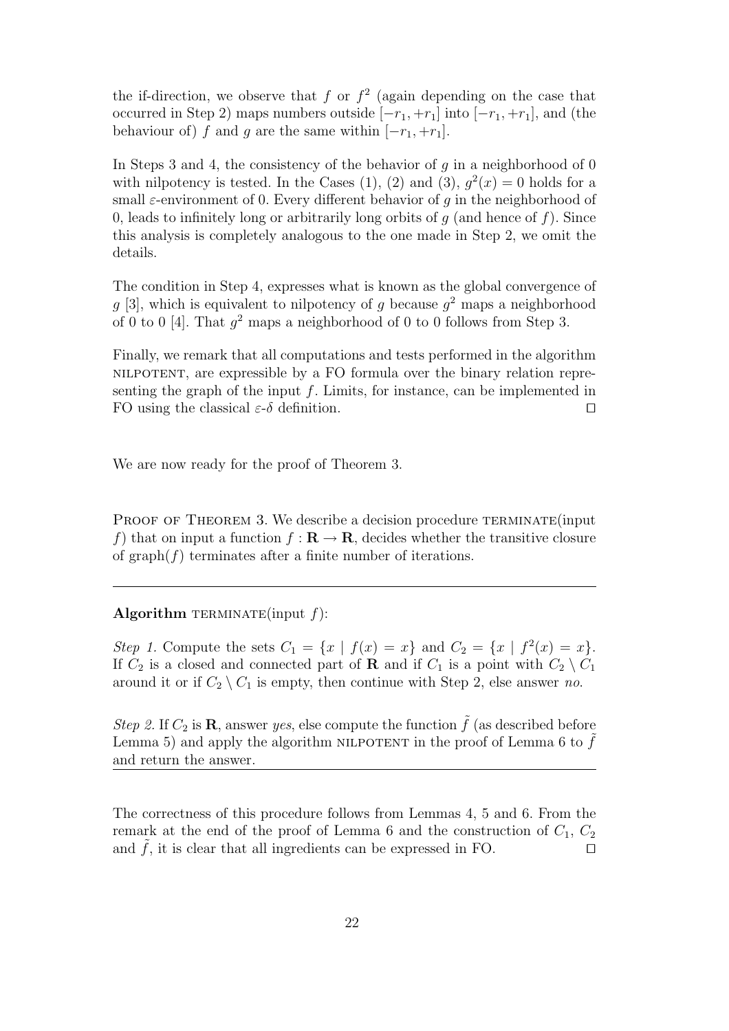the if-direction, we observe that $f$ or $f^2$ (again depending on the case that occurred in Step 2) maps numbers outside $[-r_1, +r_1]$ into $[-r_1, +r_1]$, and (the behaviour of) $f$ and $g$ are the same within $[-r_1, +r_1]$.

In Steps 3 and 4, the consistency of the behavior of $g$ in a neighborhood of 0 with nilpotency is tested. In the Cases (1), (2) and (3), $g^2(x) = 0$ holds for a small $\varepsilon$-environment of 0. Every different behavior of $g$ in the neighborhood of 0, leads to infinitely long or arbitrarily long orbits of $g$ (and hence of $f$). Since this analysis is completely analogous to the one made in Step 2, we omit the details.

The condition in Step 4, expresses what is known as the global convergence of $g$ [3], which is equivalent to nilpotency of $g$ because $g^2$ maps a neighborhood of 0 to 0 [4]. That $g^2$ maps a neighborhood of 0 to 0 follows from Step 3.

Finally, we remark that all computations and tests performed in the algorithm NILPOTENT, are expressible by a FO formula over the binary relation representing the graph of the input $f$. Limits, for instance, can be implemented in FO using the classical $\varepsilon$-$\delta$ definition. □

We are now ready for the proof of Theorem 3.

PROOF OF THEOREM 3. We describe a decision procedure TERMINATE(input $f$) that on input a function $f : \mathbf{R} \to \mathbf{R}$, decides whether the transitive closure of graph($f$) terminates after a finite number of iterations.

---

**Algorithm** TERMINATE(input $f$):

*Step 1.* Compute the sets $C_1 = \{x \mid f(x) = x\}$ and $C_2 = \{x \mid f^2(x) = x\}$. If $C_2$ is a closed and connected part of $\mathbf{R}$ and if $C_1$ is a point with $C_2 \setminus C_1$ around it or if $C_2 \setminus C_1$ is empty, then continue with Step 2, else answer *no*.

*Step 2.* If $C_2$ is $\mathbf{R}$, answer *yes*, else compute the function $\tilde{f}$ (as described before Lemma 5) and apply the algorithm NILPOTENT in the proof of Lemma 6 to $\tilde{f}$ and return the answer.

---

The correctness of this procedure follows from Lemmas 4, 5 and 6. From the remark at the end of the proof of Lemma 6 and the construction of $C_1$, $C_2$ and $\tilde{f}$, it is clear that all ingredients can be expressed in FO. □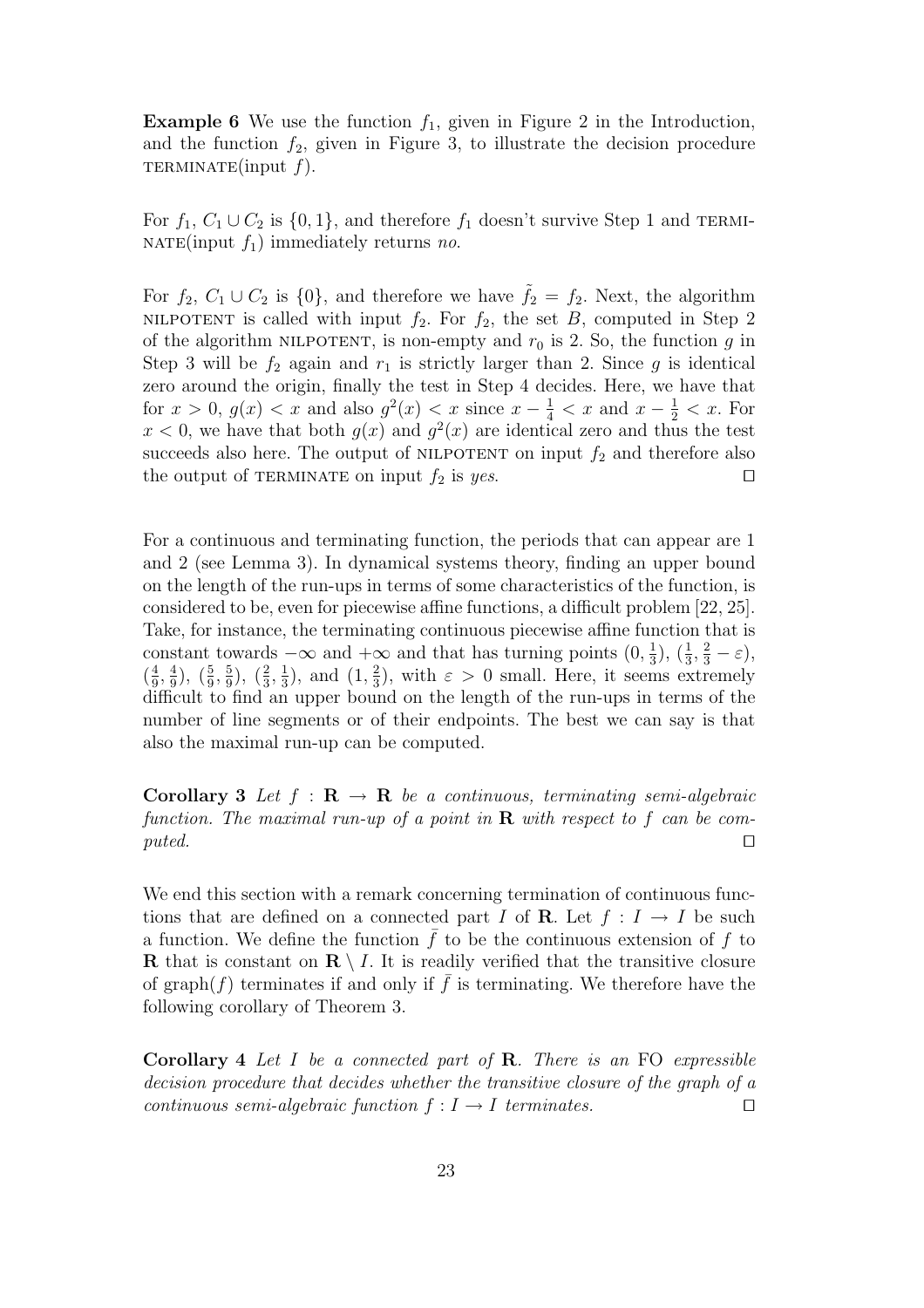**Example 6** We use the function $f_1$, given in Figure 2 in the Introduction, and the function $f_2$, given in Figure 3, to illustrate the decision procedure TERMINATE(input $f$).

For $f_1$, $C_1 \cup C_2$ is $\{0, 1\}$, and therefore $f_1$ doesn't survive Step 1 and TERMINATE(input $f_1$) immediately returns *no*.

For $f_2$, $C_1 \cup C_2$ is $\{0\}$, and therefore we have $\tilde{f}_2 = f_2$. Next, the algorithm NILPOTENT is called with input $f_2$. For $f_2$, the set $B$, computed in Step 2 of the algorithm NILPOTENT, is non-empty and $r_0$ is 2. So, the function $g$ in Step 3 will be $f_2$ again and $r_1$ is strictly larger than 2. Since $g$ is identical zero around the origin, finally the test in Step 4 decides. Here, we have that for $x > 0$, $g(x) < x$ and also $g^2(x) < x$ since $x - \frac{1}{4} < x$ and $x - \frac{1}{2} < x$. For $x < 0$, we have that both $g(x)$ and $g^2(x)$ are identical zero and thus the test succeeds also here. The output of NILPOTENT on input $f_2$ and therefore also the output of TERMINATE on input $f_2$ is *yes*. □

For a continuous and terminating function, the periods that can appear are 1 and 2 (see Lemma 3). In dynamical systems theory, finding an upper bound on the length of the run-ups in terms of some characteristics of the function, is considered to be, even for piecewise affine functions, a difficult problem [22, 25]. Take, for instance, the terminating continuous piecewise affine function that is constant towards $-\infty$ and $+\infty$ and that has turning points $(0, \frac{1}{3})$, $(\frac{1}{3}, \frac{2}{3} - \varepsilon)$, $(\frac{4}{9}, \frac{4}{9})$, $(\frac{5}{9}, \frac{5}{9})$, $(\frac{2}{3}, \frac{1}{3})$, and $(1, \frac{2}{3})$, with $\varepsilon > 0$ small. Here, it seems extremely difficult to find an upper bound on the length of the run-ups in terms of the number of line segments or of their endpoints. The best we can say is that also the maximal run-up can be computed.

**Corollary 3** *Let $f : \mathbf{R} \to \mathbf{R}$ be a continuous, terminating semi-algebraic function. The maximal run-up of a point in $\mathbf{R}$ with respect to $f$ can be computed.* □

We end this section with a remark concerning termination of continuous functions that are defined on a connected part $I$ of $\mathbf{R}$. Let $f : I \to I$ be such a function. We define the function $\bar{f}$ to be the continuous extension of $f$ to $\mathbf{R}$ that is constant on $\mathbf{R} \setminus I$. It is readily verified that the transitive closure of graph($f$) terminates if and only if $\bar{f}$ is terminating. We therefore have the following corollary of Theorem 3.

**Corollary 4** *Let $I$ be a connected part of $\mathbf{R}$. There is an* FO *expressible decision procedure that decides whether the transitive closure of the graph of a continuous semi-algebraic function $f : I \to I$ terminates.* □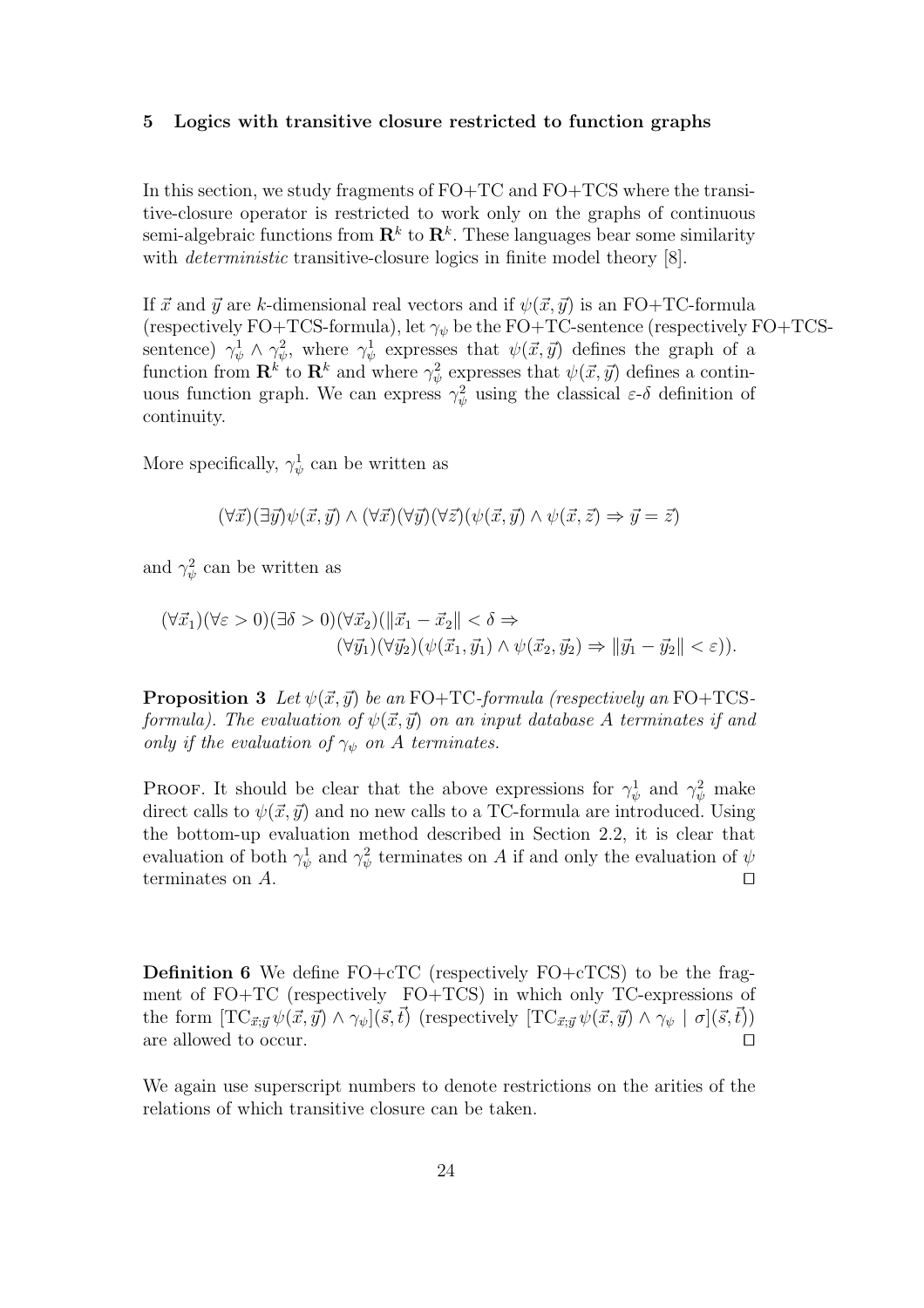## 5 Logics with transitive closure restricted to function graphs

In this section, we study fragments of FO+TC and FO+TCS where the transitive-closure operator is restricted to work only on the graphs of continuous semi-algebraic functions from $\mathbf{R}^k$ to $\mathbf{R}^k$. These languages bear some similarity with *deterministic* transitive-closure logics in finite model theory [8].

If $\vec{x}$ and $\vec{y}$ are $k$-dimensional real vectors and if $\psi(\vec{x}, \vec{y})$ is an FO+TC-formula (respectively FO+TCS-formula), let $\gamma_\psi$ be the FO+TC-sentence (respectively FO+TCS-sentence) $\gamma_\psi^1 \wedge \gamma_\psi^2$, where $\gamma_\psi^1$ expresses that $\psi(\vec{x}, \vec{y})$ defines the graph of a function from $\mathbf{R}^k$ to $\mathbf{R}^k$ and where $\gamma_\psi^2$ expresses that $\psi(\vec{x}, \vec{y})$ defines a continuous function graph. We can express $\gamma_\psi^2$ using the classical $\varepsilon$-$\delta$ definition of continuity.

More specifically, $\gamma_\psi^1$ can be written as

$$(\forall \vec{x})(\exists \vec{y})\psi(\vec{x}, \vec{y}) \wedge (\forall \vec{x})(\forall \vec{y})(\forall \vec{z})(\psi(\vec{x}, \vec{y}) \wedge \psi(\vec{x}, \vec{z}) \Rightarrow \vec{y} = \vec{z})$$

and $\gamma_\psi^2$ can be written as

$$(\forall \vec{x}_1)(\forall \varepsilon > 0)(\exists \delta > 0)(\forall \vec{x}_2)(\|\vec{x}_1 - \vec{x}_2\| < \delta \Rightarrow (\forall \vec{y}_1)(\forall \vec{y}_2)(\psi(\vec{x}_1, \vec{y}_1) \wedge \psi(\vec{x}_2, \vec{y}_2) \Rightarrow \|\vec{y}_1 - \vec{y}_2\| < \varepsilon)).$$

**Proposition 3** *Let $\psi(\vec{x}, \vec{y})$ be an* FO+TC*-formula (respectively an* FO+TCS*-formula). The evaluation of $\psi(\vec{x}, \vec{y})$ on an input database $A$ terminates if and only if the evaluation of $\gamma_\psi$ on $A$ terminates.*

Proof. It should be clear that the above expressions for $\gamma_\psi^1$ and $\gamma_\psi^2$ make direct calls to $\psi(\vec{x}, \vec{y})$ and no new calls to a TC-formula are introduced. Using the bottom-up evaluation method described in Section 2.2, it is clear that evaluation of both $\gamma_\psi^1$ and $\gamma_\psi^2$ terminates on $A$ if and only the evaluation of $\psi$ terminates on $A$. □

**Definition 6** We define FO+cTC (respectively FO+cTCS) to be the fragment of FO+TC (respectively FO+TCS) in which only TC-expressions of the form $[\mathrm{TC}_{\vec{x};\vec{y}}\, \psi(\vec{x}, \vec{y}) \wedge \gamma_\psi](\vec{s}, \vec{t})$ (respectively $[\mathrm{TC}_{\vec{x};\vec{y}}\, \psi(\vec{x}, \vec{y}) \wedge \gamma_\psi \mid \sigma](\vec{s}, \vec{t})$) are allowed to occur. □

We again use superscript numbers to denote restrictions on the arities of the relations of which transitive closure can be taken.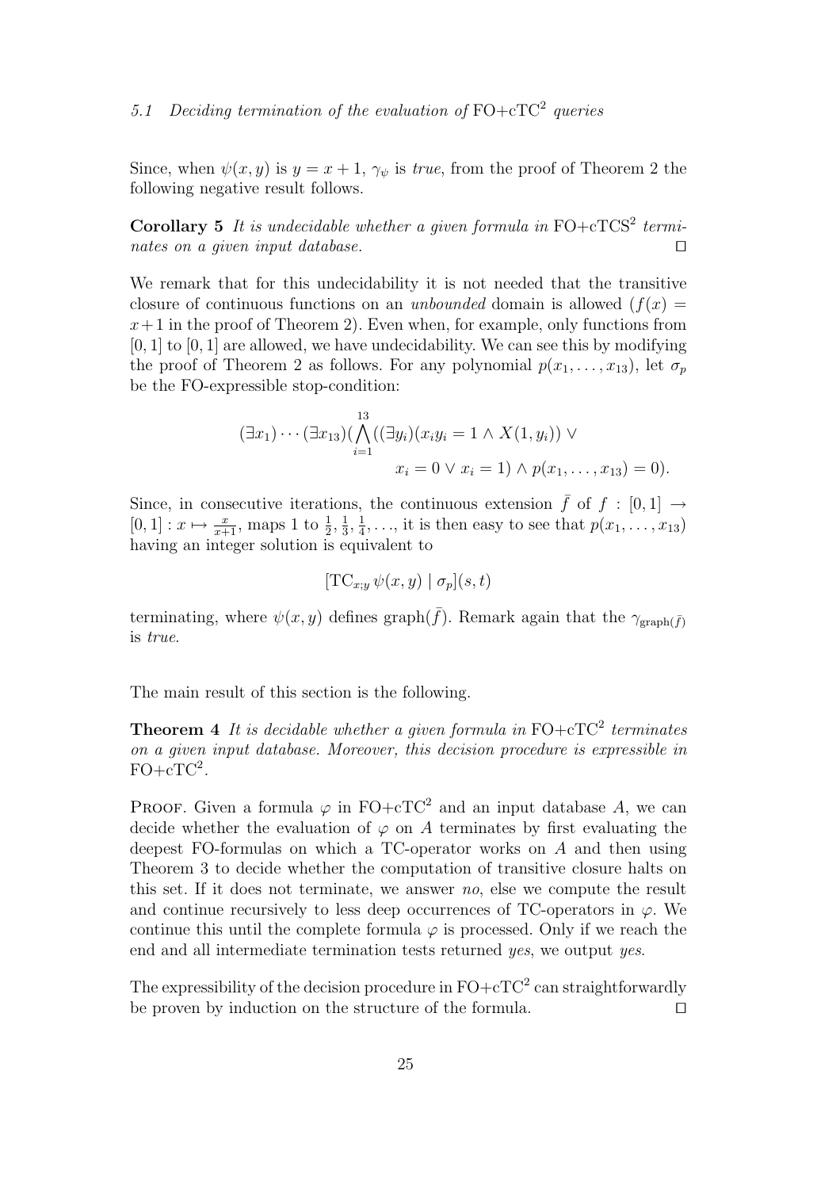### 5.1 Deciding termination of the evaluation of FO+cTC$^2$ queries

Since, when $\psi(x, y)$ is $y = x + 1$, $\gamma_\psi$ is *true*, from the proof of Theorem 2 the following negative result follows.

**Corollary 5** *It is undecidable whether a given formula in* FO+cTCS$^2$ *terminates on a given input database.* □

We remark that for this undecidability it is not needed that the transitive closure of continuous functions on an *unbounded* domain is allowed ($f(x) = x+1$ in the proof of Theorem 2). Even when, for example, only functions from $[0, 1]$ to $[0, 1]$ are allowed, we have undecidability. We can see this by modifying the proof of Theorem 2 as follows. For any polynomial $p(x_1, \ldots, x_{13})$, let $\sigma_p$ be the FO-expressible stop-condition:

$$(\exists x_1) \cdots (\exists x_{13})(\bigwedge_{i=1}^{13}((\exists y_i)(x_i y_i = 1 \wedge X(1, y_i)) \vee \\ x_i = 0 \vee x_i = 1) \wedge p(x_1, \ldots, x_{13}) = 0).$$

Since, in consecutive iterations, the continuous extension $\bar{f}$ of $f : [0, 1] \to [0, 1] : x \mapsto \frac{x}{x+1}$, maps 1 to $\frac{1}{2}, \frac{1}{3}, \frac{1}{4}, \ldots$, it is then easy to see that $p(x_1, \ldots, x_{13})$ having an integer solution is equivalent to

$$[\mathrm{TC}_{x;y}\, \psi(x, y) \mid \sigma_p](s, t)$$

terminating, where $\psi(x, y)$ defines graph($\bar{f}$). Remark again that the $\gamma_{\mathrm{graph}(\bar{f})}$ is *true*.

The main result of this section is the following.

**Theorem 4** *It is decidable whether a given formula in* FO+cTC$^2$ *terminates on a given input database. Moreover, this decision procedure is expressible in* FO+cTC$^2$.

Proof. Given a formula $\varphi$ in FO+cTC$^2$ and an input database $A$, we can decide whether the evaluation of $\varphi$ on $A$ terminates by first evaluating the deepest FO-formulas on which a TC-operator works on $A$ and then using Theorem 3 to decide whether the computation of transitive closure halts on this set. If it does not terminate, we answer *no*, else we compute the result and continue recursively to less deep occurrences of TC-operators in $\varphi$. We continue this until the complete formula $\varphi$ is processed. Only if we reach the end and all intermediate termination tests returned *yes*, we output *yes*.

The expressibility of the decision procedure in FO+cTC$^2$ can straightforwardly be proven by induction on the structure of the formula. □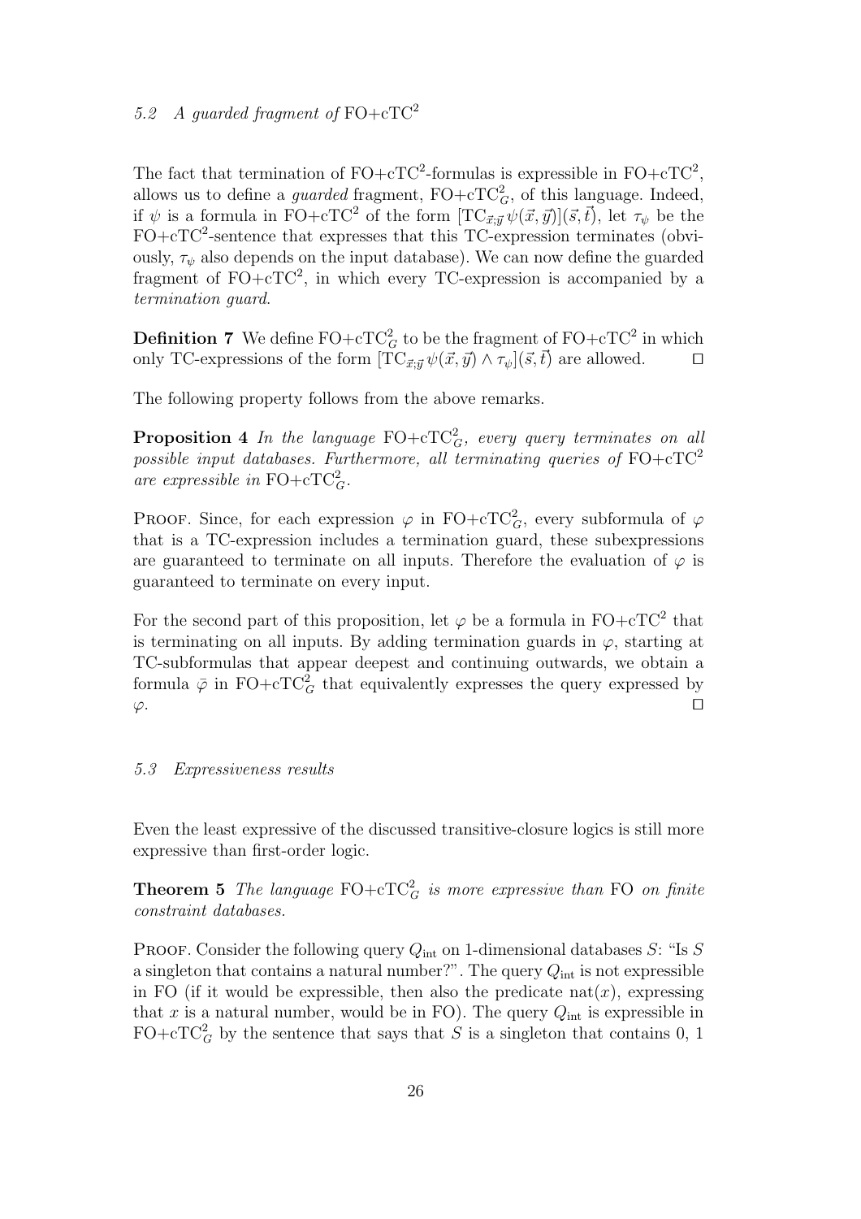### 5.2 A guarded fragment of FO+cTC$^2$

The fact that termination of FO+cTC$^2$-formulas is expressible in FO+cTC$^2$, allows us to define a *guarded* fragment, FO+cTC$^2_G$, of this language. Indeed, if $\psi$ is a formula in FO+cTC$^2$ of the form $[\mathrm{TC}_{\vec{x};\vec{y}}\,\psi(\vec{x},\vec{y})](\vec{s},\vec{t})$, let $\tau_\psi$ be the FO+cTC$^2$-sentence that expresses that this TC-expression terminates (obviously, $\tau_\psi$ also depends on the input database). We can now define the guarded fragment of FO+cTC$^2$, in which every TC-expression is accompanied by a *termination guard*.

**Definition 7** We define FO+cTC$^2_G$ to be the fragment of FO+cTC$^2$ in which only TC-expressions of the form $[\mathrm{TC}_{\vec{x};\vec{y}}\,\psi(\vec{x},\vec{y}) \wedge \tau_\psi](\vec{s},\vec{t})$ are allowed. □

The following property follows from the above remarks.

**Proposition 4** *In the language* FO+cTC$^2_G$*, every query terminates on all possible input databases. Furthermore, all terminating queries of* FO+cTC$^2$ *are expressible in* FO+cTC$^2_G$.

Proof. Since, for each expression $\varphi$ in FO+cTC$^2_G$, every subformula of $\varphi$ that is a TC-expression includes a termination guard, these subexpressions are guaranteed to terminate on all inputs. Therefore the evaluation of $\varphi$ is guaranteed to terminate on every input.

For the second part of this proposition, let $\varphi$ be a formula in FO+cTC$^2$ that is terminating on all inputs. By adding termination guards in $\varphi$, starting at TC-subformulas that appear deepest and continuing outwards, we obtain a formula $\bar{\varphi}$ in FO+cTC$^2_G$ that equivalently expresses the query expressed by $\varphi$. □

### 5.3 Expressiveness results

Even the least expressive of the discussed transitive-closure logics is still more expressive than first-order logic.

**Theorem 5** *The language* FO+cTC$^2_G$ *is more expressive than* FO *on finite constraint databases.*

Proof. Consider the following query $Q_{\mathrm{int}}$ on 1-dimensional databases $S$: "Is $S$ a singleton that contains a natural number?". The query $Q_{\mathrm{int}}$ is not expressible in FO (if it would be expressible, then also the predicate $\mathrm{nat}(x)$, expressing that $x$ is a natural number, would be in FO). The query $Q_{\mathrm{int}}$ is expressible in FO+cTC$^2_G$ by the sentence that says that $S$ is a singleton that contains 0, 1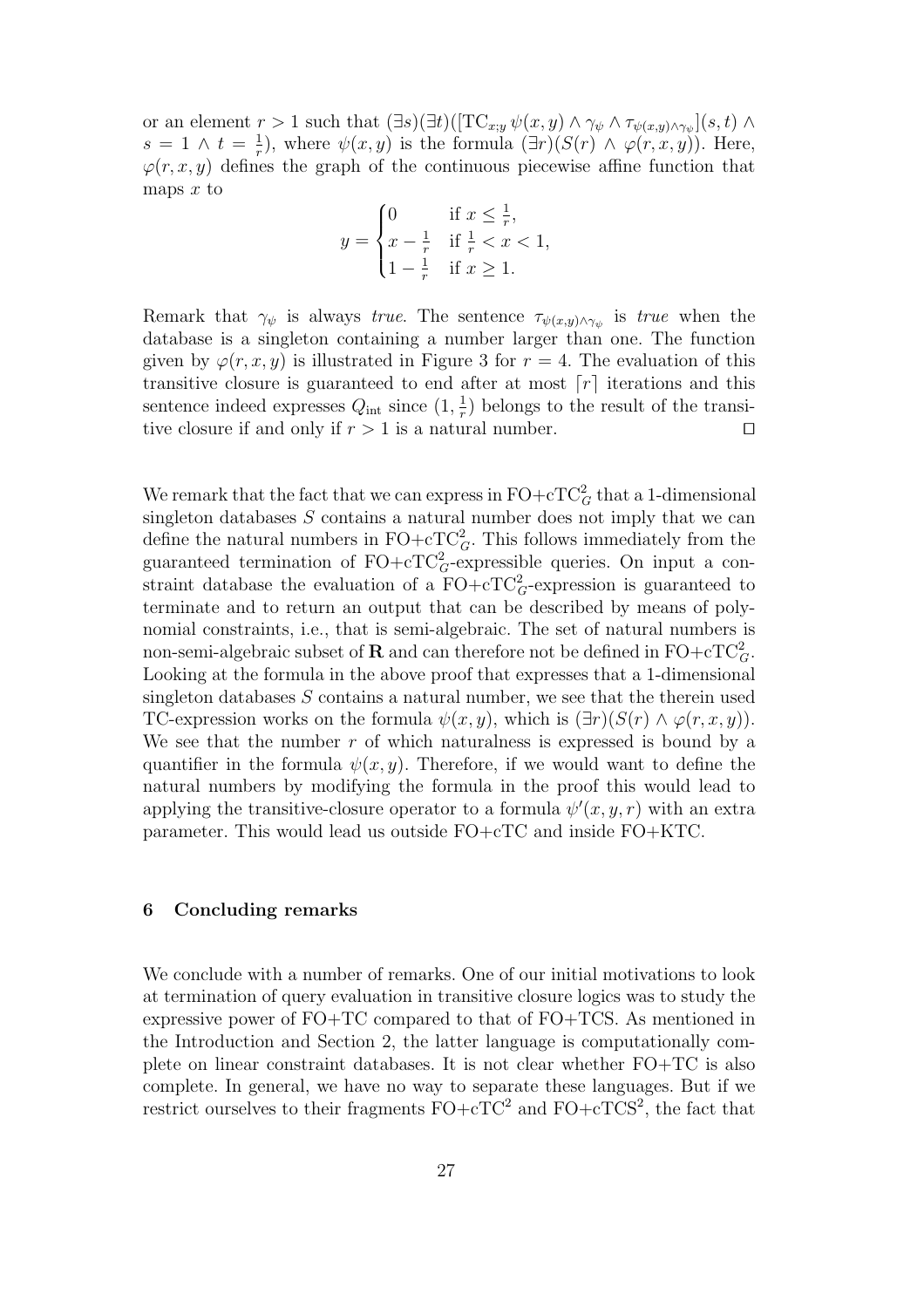or an element $r > 1$ such that $(\exists s)(\exists t)([\mathrm{TC}_{x;y}\, \psi(x,y) \wedge \gamma_\psi \wedge \tau_{\psi(x,y)\wedge\gamma_\psi}](s,t) \wedge s = 1 \wedge t = \frac{1}{r})$, where $\psi(x,y)$ is the formula $(\exists r)(S(r) \wedge \varphi(r,x,y))$. Here, $\varphi(r,x,y)$ defines the graph of the continuous piecewise affine function that maps $x$ to

$$y = \begin{cases} 0 & \text{if } x \leq \frac{1}{r}, \\ x - \frac{1}{r} & \text{if } \frac{1}{r} < x < 1, \\ 1 - \frac{1}{r} & \text{if } x \geq 1. \end{cases}$$

Remark that $\gamma_\psi$ is always *true*. The sentence $\tau_{\psi(x,y)\wedge\gamma_\psi}$ is *true* when the database is a singleton containing a number larger than one. The function given by $\varphi(r,x,y)$ is illustrated in Figure 3 for $r = 4$. The evaluation of this transitive closure is guaranteed to end after at most $\lceil r \rceil$ iterations and this sentence indeed expresses $Q_{\mathrm{int}}$ since $(1, \frac{1}{r})$ belongs to the result of the transitive closure if and only if $r > 1$ is a natural number. □

We remark that the fact that we can express in FO+$\mathrm{cTC}^2_G$ that a 1-dimensional singleton databases $S$ contains a natural number does not imply that we can define the natural numbers in FO+$\mathrm{cTC}^2_G$. This follows immediately from the guaranteed termination of FO+$\mathrm{cTC}^2_G$-expressible queries. On input a constraint database the evaluation of a FO+$\mathrm{cTC}^2_G$-expression is guaranteed to terminate and to return an output that can be described by means of polynomial constraints, i.e., that is semi-algebraic. The set of natural numbers is non-semi-algebraic subset of $\mathbf{R}$ and can therefore not be defined in FO+$\mathrm{cTC}^2_G$. Looking at the formula in the above proof that expresses that a 1-dimensional singleton databases $S$ contains a natural number, we see that the therein used TC-expression works on the formula $\psi(x,y)$, which is $(\exists r)(S(r) \wedge \varphi(r,x,y))$. We see that the number $r$ of which naturalness is expressed is bound by a quantifier in the formula $\psi(x,y)$. Therefore, if we would want to define the natural numbers by modifying the formula in the proof this would lead to applying the transitive-closure operator to a formula $\psi'(x,y,r)$ with an extra parameter. This would lead us outside FO+cTC and inside FO+KTC.

## 6 Concluding remarks

We conclude with a number of remarks. One of our initial motivations to look at termination of query evaluation in transitive closure logics was to study the expressive power of FO+TC compared to that of FO+TCS. As mentioned in the Introduction and Section 2, the latter language is computationally complete on linear constraint databases. It is not clear whether FO+TC is also complete. In general, we have no way to separate these languages. But if we restrict ourselves to their fragments FO+$\mathrm{cTC}^2$ and FO+$\mathrm{cTCS}^2$, the fact that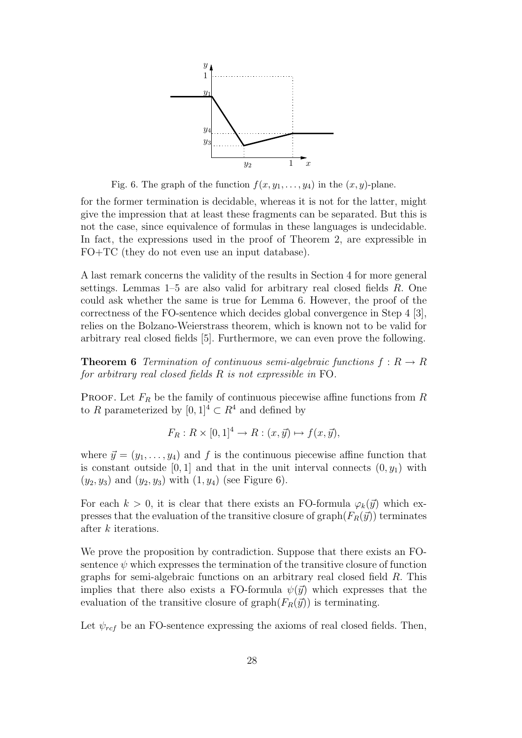Fig. 6. The graph of the function $f(x, y_1, \ldots, y_4)$ in the $(x, y)$-plane.

for the former termination is decidable, whereas it is not for the latter, might give the impression that at least these fragments can be separated. But this is not the case, since equivalence of formulas in these languages is undecidable. In fact, the expressions used in the proof of Theorem 2, are expressible in FO+TC (they do not even use an input database).

A last remark concerns the validity of the results in Section 4 for more general settings. Lemmas 1–5 are also valid for arbitrary real closed fields $R$. One could ask whether the same is true for Lemma 6. However, the proof of the correctness of the FO-sentence which decides global convergence in Step 4 [3], relies on the Bolzano-Weierstrass theorem, which is known not to be valid for arbitrary real closed fields [5]. Furthermore, we can even prove the following.

**Theorem 6** *Termination of continuous semi-algebraic functions $f : R \to R$ for arbitrary real closed fields $R$ is not expressible in* FO.

Proof. Let $F_R$ be the family of continuous piecewise affine functions from $R$ to $R$ parameterized by $[0, 1]^4 \subset R^4$ and defined by

$$F_R : R \times [0, 1]^4 \to R : (x, \vec{y}) \mapsto f(x, \vec{y}),$$

where $\vec{y} = (y_1, \ldots, y_4)$ and $f$ is the continuous piecewise affine function that is constant outside $[0, 1]$ and that in the unit interval connects $(0, y_1)$ with $(y_2, y_3)$ and $(y_2, y_3)$ with $(1, y_4)$ (see Figure 6).

For each $k > 0$, it is clear that there exists an FO-formula $\varphi_k(\vec{y})$ which expresses that the evaluation of the transitive closure of $\text{graph}(F_R(\vec{y}))$ terminates after $k$ iterations.

We prove the proposition by contradiction. Suppose that there exists an FO-sentence $\psi$ which expresses the termination of the transitive closure of function graphs for semi-algebraic functions on an arbitrary real closed field $R$. This implies that there also exists a FO-formula $\psi(\vec{y})$ which expresses that the evaluation of the transitive closure of $\text{graph}(F_R(\vec{y}))$ is terminating.

Let $\psi_{rcf}$ be an FO-sentence expressing the axioms of real closed fields. Then,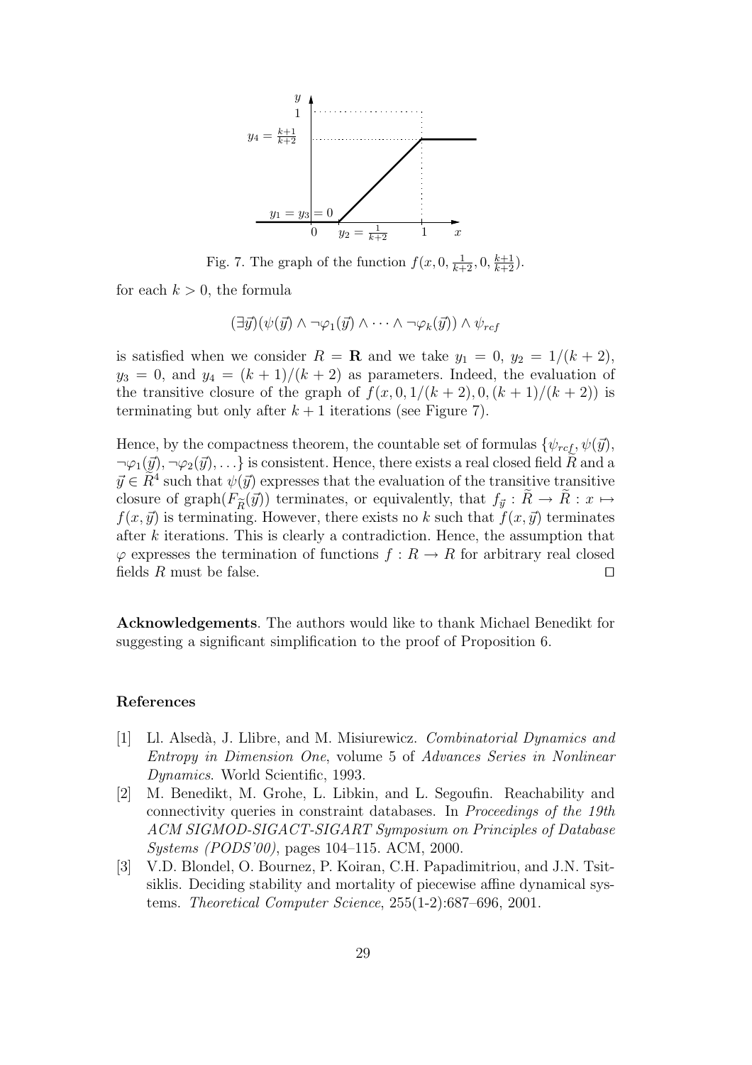Fig. 7. The graph of the function $f(x, 0, \frac{1}{k+2}, 0, \frac{k+1}{k+2})$.

for each $k > 0$, the formula

$$(\exists \vec{y})(\psi(\vec{y}) \wedge \neg\varphi_1(\vec{y}) \wedge \cdots \wedge \neg\varphi_k(\vec{y})) \wedge \psi_{rcf}$$

is satisfied when we consider $R = \mathbf{R}$ and we take $y_1 = 0$, $y_2 = 1/(k+2)$, $y_3 = 0$, and $y_4 = (k+1)/(k+2)$ as parameters. Indeed, the evaluation of the transitive closure of the graph of $f(x, 0, 1/(k+2), 0, (k+1)/(k+2))$ is terminating but only after $k+1$ iterations (see Figure 7).

Hence, by the compactness theorem, the countable set of formulas $\{\psi_{rcf}, \psi(\vec{y}), \neg\varphi_1(\vec{y}), \neg\varphi_2(\vec{y}), \ldots\}$ is consistent. Hence, there exists a real closed field $\widetilde{R}$ and a $\vec{y} \in \widetilde{R}^4$ such that $\psi(\vec{y})$ expresses that the evaluation of the transitive transitive closure of graph$(F_{\widetilde{R}}(\vec{y}))$ terminates, or equivalently, that $f_{\vec{y}} : \widetilde{R} \to \widetilde{R} : x \mapsto f(x, \vec{y})$ is terminating. However, there exists no $k$ such that $f(x, \vec{y})$ terminates after $k$ iterations. This is clearly a contradiction. Hence, the assumption that $\varphi$ expresses the termination of functions $f : R \to R$ for arbitrary real closed fields $R$ must be false. $\square$

**Acknowledgements**. The authors would like to thank Michael Benedikt for suggesting a significant simplification to the proof of Proposition 6.

### References

[1] Ll. Alsedà, J. Llibre, and M. Misiurewicz. *Combinatorial Dynamics and Entropy in Dimension One*, volume 5 of *Advances Series in Nonlinear Dynamics*. World Scientific, 1993.

[2] M. Benedikt, M. Grohe, L. Libkin, and L. Segoufin. Reachability and connectivity queries in constraint databases. In *Proceedings of the 19th ACM SIGMOD-SIGACT-SIGART Symposium on Principles of Database Systems (PODS'00)*, pages 104–115. ACM, 2000.

[3] V.D. Blondel, O. Bournez, P. Koiran, C.H. Papadimitriou, and J.N. Tsitsiklis. Deciding stability and mortality of piecewise affine dynamical systems. *Theoretical Computer Science*, 255(1-2):687–696, 2001.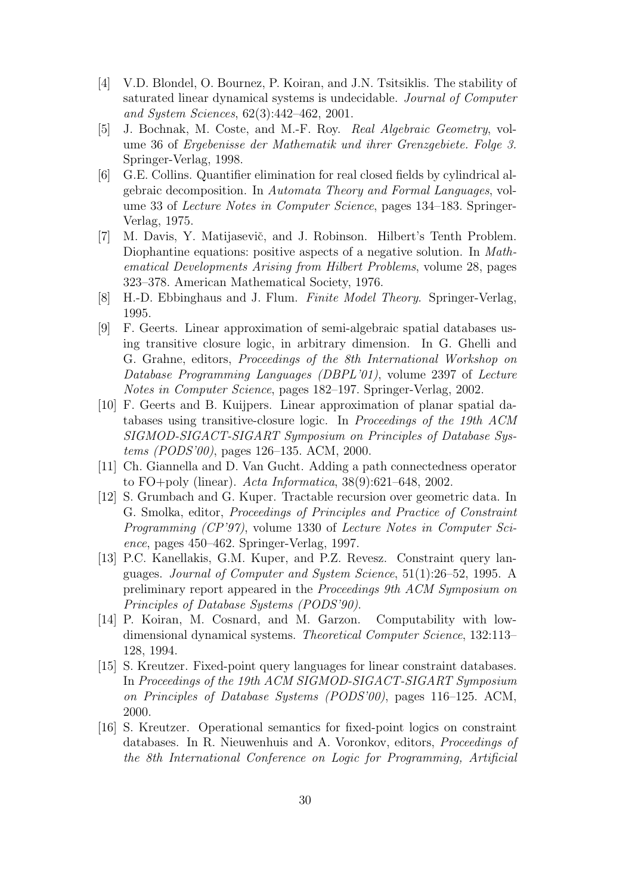- [4] V.D. Blondel, O. Bournez, P. Koiran, and J.N. Tsitsiklis. The stability of saturated linear dynamical systems is undecidable. *Journal of Computer and System Sciences*, 62(3):442–462, 2001.
- [5] J. Bochnak, M. Coste, and M.-F. Roy. *Real Algebraic Geometry*, volume 36 of *Ergebenisse der Mathematik und ihrer Grenzgebiete. Folge 3.* Springer-Verlag, 1998.
- [6] G.E. Collins. Quantifier elimination for real closed fields by cylindrical algebraic decomposition. In *Automata Theory and Formal Languages*, volume 33 of *Lecture Notes in Computer Science*, pages 134–183. Springer-Verlag, 1975.
- [7] M. Davis, Y. Matijasevič, and J. Robinson. Hilbert's Tenth Problem. Diophantine equations: positive aspects of a negative solution. In *Mathematical Developments Arising from Hilbert Problems*, volume 28, pages 323–378. American Mathematical Society, 1976.
- [8] H.-D. Ebbinghaus and J. Flum. *Finite Model Theory*. Springer-Verlag, 1995.
- [9] F. Geerts. Linear approximation of semi-algebraic spatial databases using transitive closure logic, in arbitrary dimension. In G. Ghelli and G. Grahne, editors, *Proceedings of the 8th International Workshop on Database Programming Languages (DBPL'01)*, volume 2397 of *Lecture Notes in Computer Science*, pages 182–197. Springer-Verlag, 2002.
- [10] F. Geerts and B. Kuijpers. Linear approximation of planar spatial databases using transitive-closure logic. In *Proceedings of the 19th ACM SIGMOD-SIGACT-SIGART Symposium on Principles of Database Systems (PODS'00)*, pages 126–135. ACM, 2000.
- [11] Ch. Giannella and D. Van Gucht. Adding a path connectedness operator to FO+poly (linear). *Acta Informatica*, 38(9):621–648, 2002.
- [12] S. Grumbach and G. Kuper. Tractable recursion over geometric data. In G. Smolka, editor, *Proceedings of Principles and Practice of Constraint Programming (CP'97)*, volume 1330 of *Lecture Notes in Computer Science*, pages 450–462. Springer-Verlag, 1997.
- [13] P.C. Kanellakis, G.M. Kuper, and P.Z. Revesz. Constraint query languages. *Journal of Computer and System Science*, 51(1):26–52, 1995. A preliminary report appeared in the *Proceedings 9th ACM Symposium on Principles of Database Systems (PODS'90)*.
- [14] P. Koiran, M. Cosnard, and M. Garzon. Computability with low-dimensional dynamical systems. *Theoretical Computer Science*, 132:113–128, 1994.
- [15] S. Kreutzer. Fixed-point query languages for linear constraint databases. In *Proceedings of the 19th ACM SIGMOD-SIGACT-SIGART Symposium on Principles of Database Systems (PODS'00)*, pages 116–125. ACM, 2000.
- [16] S. Kreutzer. Operational semantics for fixed-point logics on constraint databases. In R. Nieuwenhuis and A. Voronkov, editors, *Proceedings of the 8th International Conference on Logic for Programming, Artificial*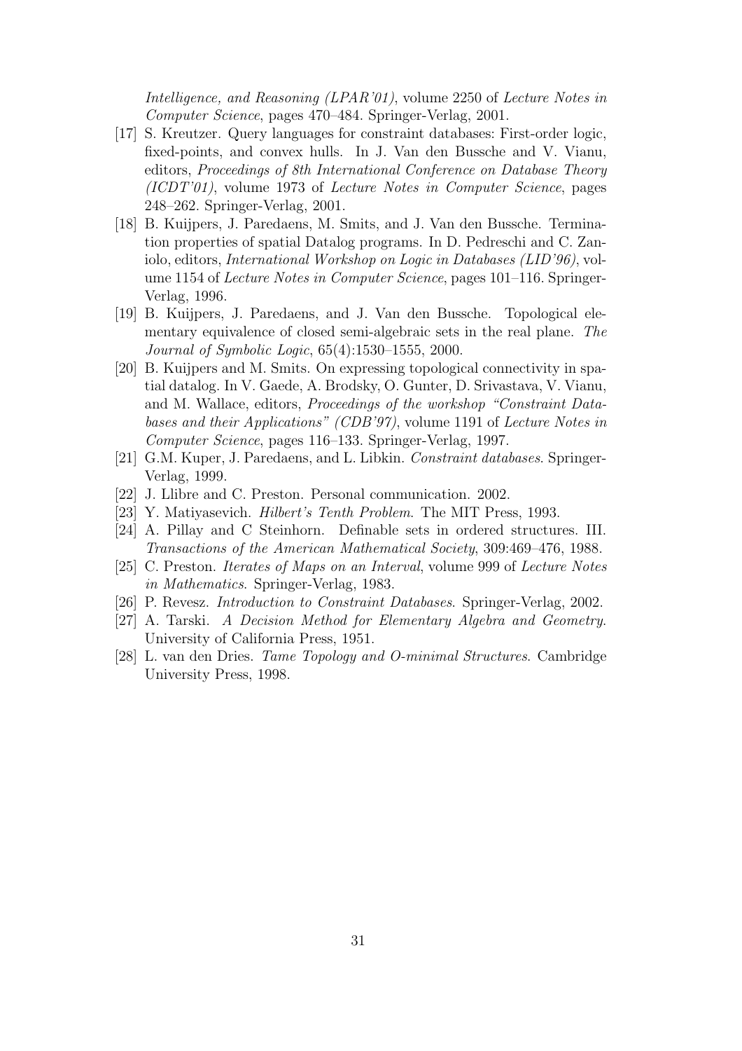*Intelligence, and Reasoning (LPAR'01)*, volume 2250 of *Lecture Notes in Computer Science*, pages 470–484. Springer-Verlag, 2001.

[17] S. Kreutzer. Query languages for constraint databases: First-order logic, fixed-points, and convex hulls. In J. Van den Bussche and V. Vianu, editors, *Proceedings of 8th International Conference on Database Theory (ICDT'01)*, volume 1973 of *Lecture Notes in Computer Science*, pages 248–262. Springer-Verlag, 2001.

[18] B. Kuijpers, J. Paredaens, M. Smits, and J. Van den Bussche. Termination properties of spatial Datalog programs. In D. Pedreschi and C. Zaniolo, editors, *International Workshop on Logic in Databases (LID'96)*, volume 1154 of *Lecture Notes in Computer Science*, pages 101–116. Springer-Verlag, 1996.

[19] B. Kuijpers, J. Paredaens, and J. Van den Bussche. Topological elementary equivalence of closed semi-algebraic sets in the real plane. *The Journal of Symbolic Logic*, 65(4):1530–1555, 2000.

[20] B. Kuijpers and M. Smits. On expressing topological connectivity in spatial datalog. In V. Gaede, A. Brodsky, O. Gunter, D. Srivastava, V. Vianu, and M. Wallace, editors, *Proceedings of the workshop "Constraint Databases and their Applications" (CDB'97)*, volume 1191 of *Lecture Notes in Computer Science*, pages 116–133. Springer-Verlag, 1997.

[21] G.M. Kuper, J. Paredaens, and L. Libkin. *Constraint databases*. Springer-Verlag, 1999.

[22] J. Llibre and C. Preston. Personal communication. 2002.

[23] Y. Matiyasevich. *Hilbert's Tenth Problem*. The MIT Press, 1993.

[24] A. Pillay and C Steinhorn. Definable sets in ordered structures. III. *Transactions of the American Mathematical Society*, 309:469–476, 1988.

[25] C. Preston. *Iterates of Maps on an Interval*, volume 999 of *Lecture Notes in Mathematics*. Springer-Verlag, 1983.

[26] P. Revesz. *Introduction to Constraint Databases*. Springer-Verlag, 2002.

[27] A. Tarski. *A Decision Method for Elementary Algebra and Geometry*. University of California Press, 1951.

[28] L. van den Dries. *Tame Topology and O-minimal Structures*. Cambridge University Press, 1998.